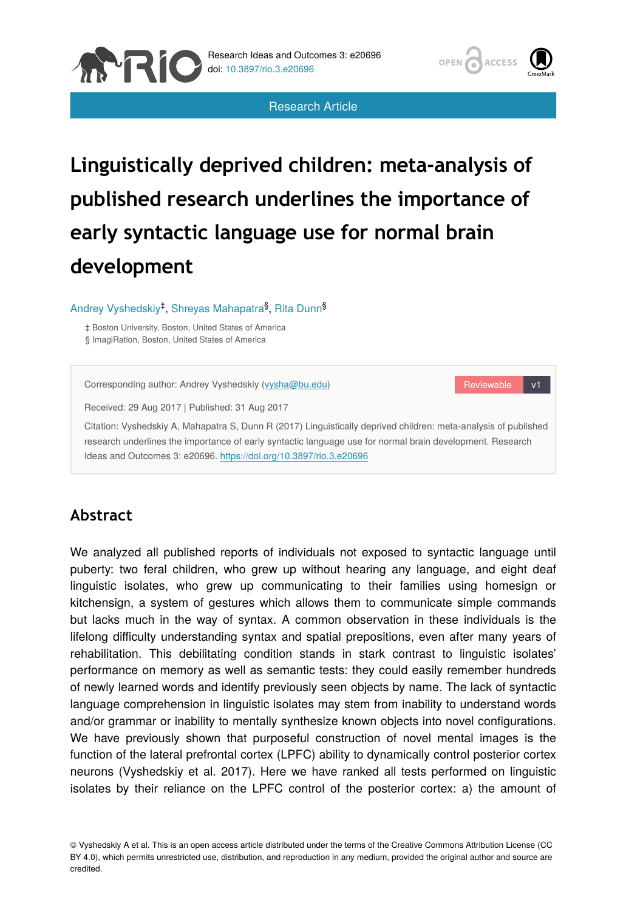Research Article

# Linguistically deprived children: meta-analysis of published research underlines the importance of early syntactic language use for normal brain development

Andrey Vyshedskiy[‡], Shreyas Mahapatra[§], Rita Dunn[§]

‡ Boston University, Boston, United States of America
§ ImagiRation, Boston, United States of America

Corresponding author: Andrey Vyshedskiy (vysha@bu.edu)

Received: 29 Aug 2017 | Published: 31 Aug 2017

Citation: Vyshedskiy A, Mahapatra S, Dunn R (2017) Linguistically deprived children: meta-analysis of published research underlines the importance of early syntactic language use for normal brain development. Research Ideas and Outcomes 3: e20696. https://doi.org/10.3897/rio.3.e20696

## Abstract

We analyzed all published reports of individuals not exposed to syntactic language until puberty: two feral children, who grew up without hearing any language, and eight deaf linguistic isolates, who grew up communicating to their families using homesign or kitchensign, a system of gestures which allows them to communicate simple commands but lacks much in the way of syntax. A common observation in these individuals is the lifelong difficulty understanding syntax and spatial prepositions, even after many years of rehabilitation. This debilitating condition stands in stark contrast to linguistic isolates' performance on memory as well as semantic tests: they could easily remember hundreds of newly learned words and identify previously seen objects by name. The lack of syntactic language comprehension in linguistic isolates may stem from inability to understand words and/or grammar or inability to mentally synthesize known objects into novel configurations. We have previously shown that purposeful construction of novel mental images is the function of the lateral prefrontal cortex (LPFC) ability to dynamically control posterior cortex neurons (Vyshedskiy et al. 2017). Here we have ranked all tests performed on linguistic isolates by their reliance on the LPFC control of the posterior cortex: a) the amount of

© Vyshedskiy A et al. This is an open access article distributed under the terms of the Creative Commons Attribution License (CC BY 4.0), which permits unrestricted use, distribution, and reproduction in any medium, provided the original author and source are credited.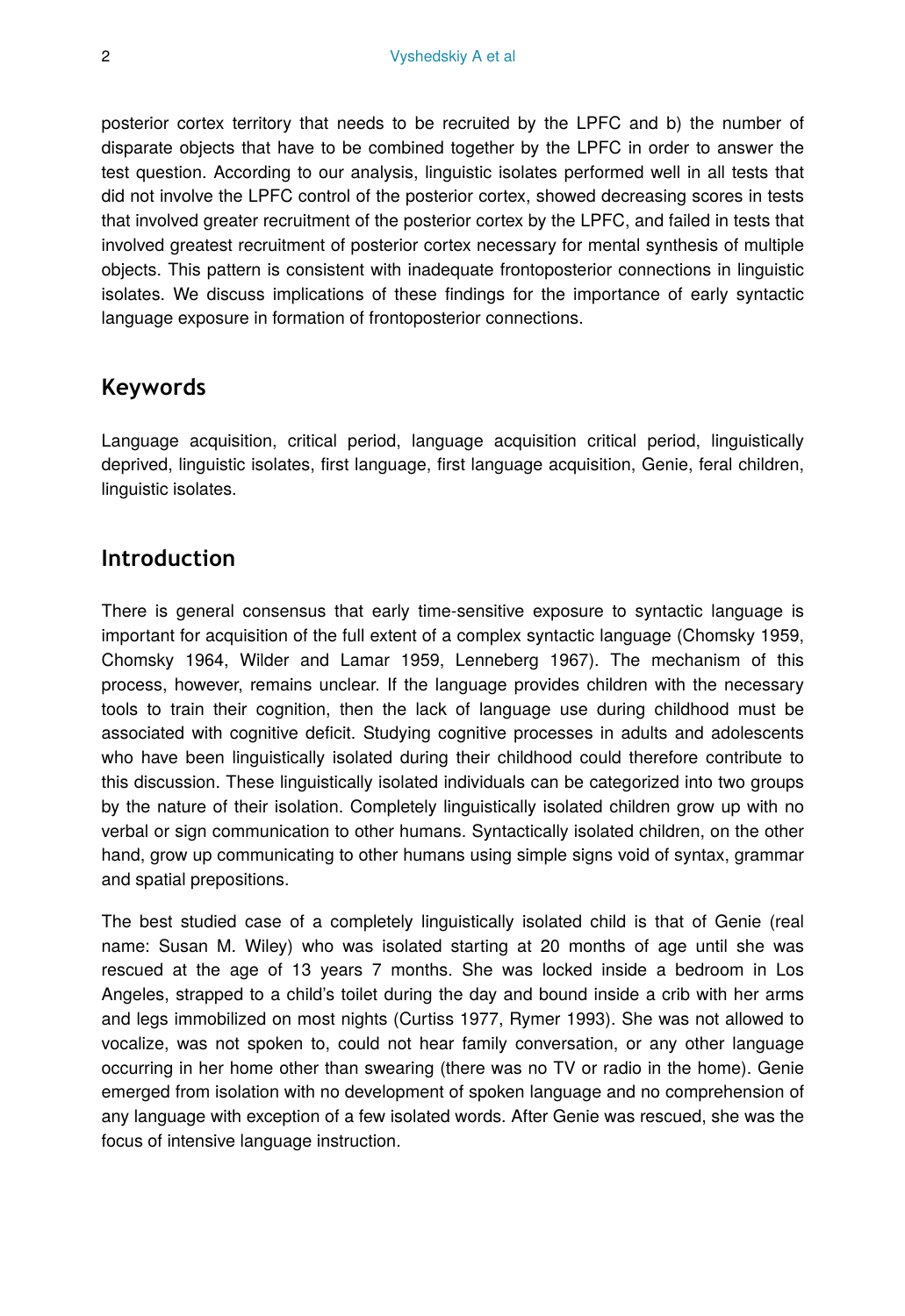posterior cortex territory that needs to be recruited by the LPFC and b) the number of disparate objects that have to be combined together by the LPFC in order to answer the test question. According to our analysis, linguistic isolates performed well in all tests that did not involve the LPFC control of the posterior cortex, showed decreasing scores in tests that involved greater recruitment of the posterior cortex by the LPFC, and failed in tests that involved greatest recruitment of posterior cortex necessary for mental synthesis of multiple objects. This pattern is consistent with inadequate frontoposterior connections in linguistic isolates. We discuss implications of these findings for the importance of early syntactic language exposure in formation of frontoposterior connections.

## Keywords

Language acquisition, critical period, language acquisition critical period, linguistically deprived, linguistic isolates, first language, first language acquisition, Genie, feral children, linguistic isolates.

## Introduction

There is general consensus that early time-sensitive exposure to syntactic language is important for acquisition of the full extent of a complex syntactic language (Chomsky 1959, Chomsky 1964, Wilder and Lamar 1959, Lenneberg 1967). The mechanism of this process, however, remains unclear. If the language provides children with the necessary tools to train their cognition, then the lack of language use during childhood must be associated with cognitive deficit. Studying cognitive processes in adults and adolescents who have been linguistically isolated during their childhood could therefore contribute to this discussion. These linguistically isolated individuals can be categorized into two groups by the nature of their isolation. Completely linguistically isolated children grow up with no verbal or sign communication to other humans. Syntactically isolated children, on the other hand, grow up communicating to other humans using simple signs void of syntax, grammar and spatial prepositions.

The best studied case of a completely linguistically isolated child is that of Genie (real name: Susan M. Wiley) who was isolated starting at 20 months of age until she was rescued at the age of 13 years 7 months. She was locked inside a bedroom in Los Angeles, strapped to a child's toilet during the day and bound inside a crib with her arms and legs immobilized on most nights (Curtiss 1977, Rymer 1993). She was not allowed to vocalize, was not spoken to, could not hear family conversation, or any other language occurring in her home other than swearing (there was no TV or radio in the home). Genie emerged from isolation with no development of spoken language and no comprehension of any language with exception of a few isolated words. After Genie was rescued, she was the focus of intensive language instruction.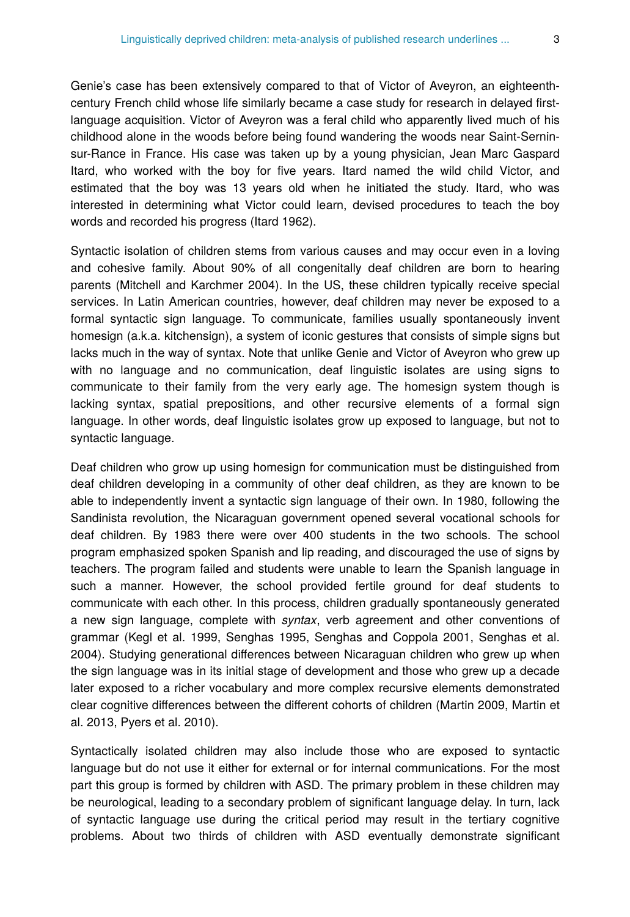Genie's case has been extensively compared to that of Victor of Aveyron, an eighteenth-century French child whose life similarly became a case study for research in delayed first-language acquisition. Victor of Aveyron was a feral child who apparently lived much of his childhood alone in the woods before being found wandering the woods near Saint-Sernin-sur-Rance in France. His case was taken up by a young physician, Jean Marc Gaspard Itard, who worked with the boy for five years. Itard named the wild child Victor, and estimated that the boy was 13 years old when he initiated the study. Itard, who was interested in determining what Victor could learn, devised procedures to teach the boy words and recorded his progress (Itard 1962).

Syntactic isolation of children stems from various causes and may occur even in a loving and cohesive family. About 90% of all congenitally deaf children are born to hearing parents (Mitchell and Karchmer 2004). In the US, these children typically receive special services. In Latin American countries, however, deaf children may never be exposed to a formal syntactic sign language. To communicate, families usually spontaneously invent homesign (a.k.a. kitchensign), a system of iconic gestures that consists of simple signs but lacks much in the way of syntax. Note that unlike Genie and Victor of Aveyron who grew up with no language and no communication, deaf linguistic isolates are using signs to communicate to their family from the very early age. The homesign system though is lacking syntax, spatial prepositions, and other recursive elements of a formal sign language. In other words, deaf linguistic isolates grow up exposed to language, but not to syntactic language.

Deaf children who grow up using homesign for communication must be distinguished from deaf children developing in a community of other deaf children, as they are known to be able to independently invent a syntactic sign language of their own. In 1980, following the Sandinista revolution, the Nicaraguan government opened several vocational schools for deaf children. By 1983 there were over 400 students in the two schools. The school program emphasized spoken Spanish and lip reading, and discouraged the use of signs by teachers. The program failed and students were unable to learn the Spanish language in such a manner. However, the school provided fertile ground for deaf students to communicate with each other. In this process, children gradually spontaneously generated a new sign language, complete with *syntax*, verb agreement and other conventions of grammar (Kegl et al. 1999, Senghas 1995, Senghas and Coppola 2001, Senghas et al. 2004). Studying generational differences between Nicaraguan children who grew up when the sign language was in its initial stage of development and those who grew up a decade later exposed to a richer vocabulary and more complex recursive elements demonstrated clear cognitive differences between the different cohorts of children (Martin 2009, Martin et al. 2013, Pyers et al. 2010).

Syntactically isolated children may also include those who are exposed to syntactic language but do not use it either for external or for internal communications. For the most part this group is formed by children with ASD. The primary problem in these children may be neurological, leading to a secondary problem of significant language delay. In turn, lack of syntactic language use during the critical period may result in the tertiary cognitive problems. About two thirds of children with ASD eventually demonstrate significant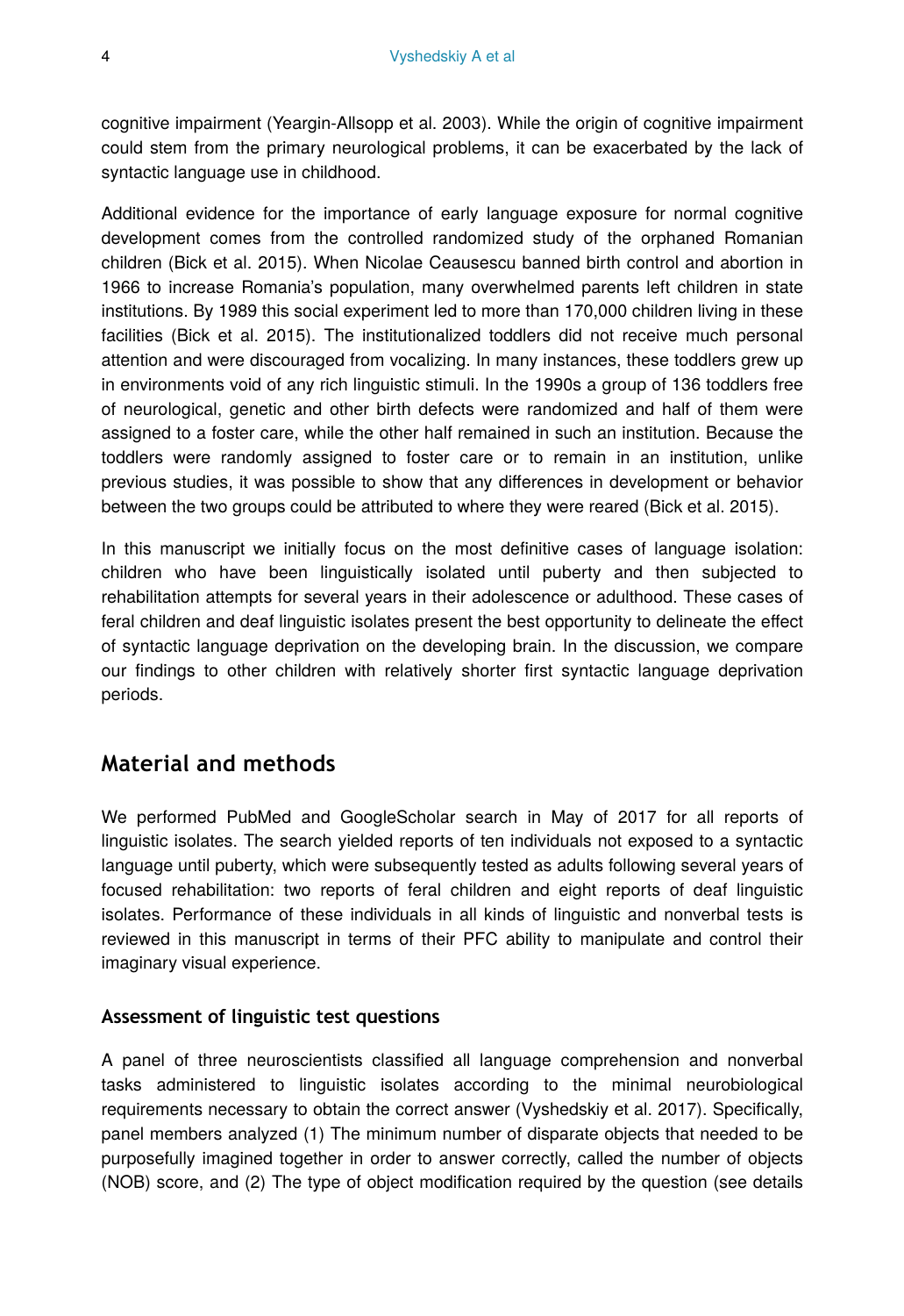cognitive impairment (Yeargin-Allsopp et al. 2003). While the origin of cognitive impairment could stem from the primary neurological problems, it can be exacerbated by the lack of syntactic language use in childhood.

Additional evidence for the importance of early language exposure for normal cognitive development comes from the controlled randomized study of the orphaned Romanian children (Bick et al. 2015). When Nicolae Ceausescu banned birth control and abortion in 1966 to increase Romania's population, many overwhelmed parents left children in state institutions. By 1989 this social experiment led to more than 170,000 children living in these facilities (Bick et al. 2015). The institutionalized toddlers did not receive much personal attention and were discouraged from vocalizing. In many instances, these toddlers grew up in environments void of any rich linguistic stimuli. In the 1990s a group of 136 toddlers free of neurological, genetic and other birth defects were randomized and half of them were assigned to a foster care, while the other half remained in such an institution. Because the toddlers were randomly assigned to foster care or to remain in an institution, unlike previous studies, it was possible to show that any differences in development or behavior between the two groups could be attributed to where they were reared (Bick et al. 2015).

In this manuscript we initially focus on the most definitive cases of language isolation: children who have been linguistically isolated until puberty and then subjected to rehabilitation attempts for several years in their adolescence or adulthood. These cases of feral children and deaf linguistic isolates present the best opportunity to delineate the effect of syntactic language deprivation on the developing brain. In the discussion, we compare our findings to other children with relatively shorter first syntactic language deprivation periods.

## Material and methods

We performed PubMed and GoogleScholar search in May of 2017 for all reports of linguistic isolates. The search yielded reports of ten individuals not exposed to a syntactic language until puberty, which were subsequently tested as adults following several years of focused rehabilitation: two reports of feral children and eight reports of deaf linguistic isolates. Performance of these individuals in all kinds of linguistic and nonverbal tests is reviewed in this manuscript in terms of their PFC ability to manipulate and control their imaginary visual experience.

### Assessment of linguistic test questions

A panel of three neuroscientists classified all language comprehension and nonverbal tasks administered to linguistic isolates according to the minimal neurobiological requirements necessary to obtain the correct answer (Vyshedskiy et al. 2017). Specifically, panel members analyzed (1) The minimum number of disparate objects that needed to be purposefully imagined together in order to answer correctly, called the number of objects (NOB) score, and (2) The type of object modification required by the question (see details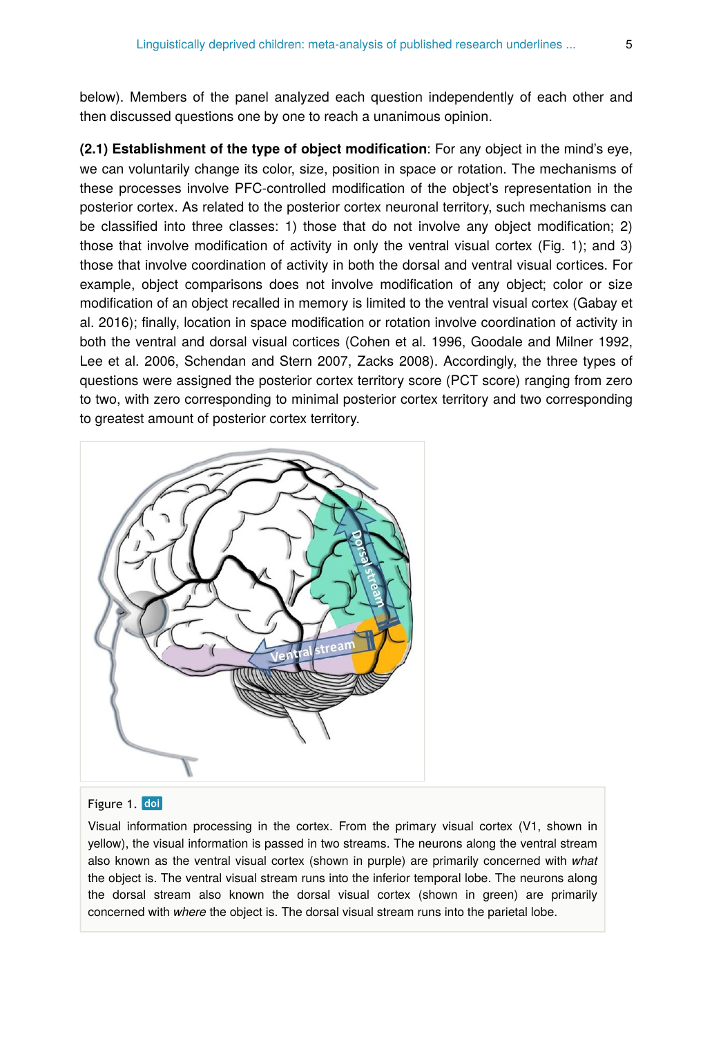below). Members of the panel analyzed each question independently of each other and then discussed questions one by one to reach a unanimous opinion.

**(2.1) Establishment of the type of object modification**: For any object in the mind's eye, we can voluntarily change its color, size, position in space or rotation. The mechanisms of these processes involve PFC-controlled modification of the object's representation in the posterior cortex. As related to the posterior cortex neuronal territory, such mechanisms can be classified into three classes: 1) those that do not involve any object modification; 2) those that involve modification of activity in only the ventral visual cortex (Fig. 1); and 3) those that involve coordination of activity in both the dorsal and ventral visual cortices. For example, object comparisons does not involve modification of any object; color or size modification of an object recalled in memory is limited to the ventral visual cortex (Gabay et al. 2016); finally, location in space modification or rotation involve coordination of activity in both the ventral and dorsal visual cortices (Cohen et al. 1996, Goodale and Milner 1992, Lee et al. 2006, Schendan and Stern 2007, Zacks 2008). Accordingly, the three types of questions were assigned the posterior cortex territory score (PCT score) ranging from zero to two, with zero corresponding to minimal posterior cortex territory and two corresponding to greatest amount of posterior cortex territory.

Figure 1. doi

Visual information processing in the cortex. From the primary visual cortex (V1, shown in yellow), the visual information is passed in two streams. The neurons along the ventral stream also known as the ventral visual cortex (shown in purple) are primarily concerned with *what* the object is. The ventral visual stream runs into the inferior temporal lobe. The neurons along the dorsal stream also known the dorsal visual cortex (shown in green) are primarily concerned with *where* the object is. The dorsal visual stream runs into the parietal lobe.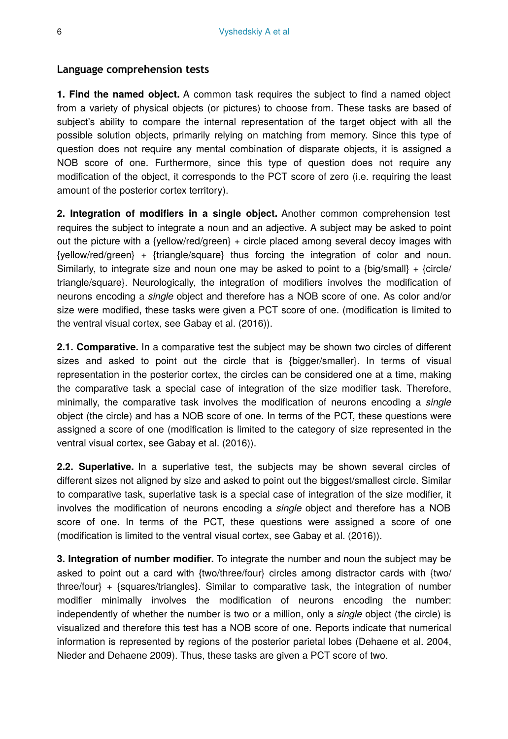### Language comprehension tests

**1. Find the named object.** A common task requires the subject to find a named object from a variety of physical objects (or pictures) to choose from. These tasks are based of subject's ability to compare the internal representation of the target object with all the possible solution objects, primarily relying on matching from memory. Since this type of question does not require any mental combination of disparate objects, it is assigned a NOB score of one. Furthermore, since this type of question does not require any modification of the object, it corresponds to the PCT score of zero (i.e. requiring the least amount of the posterior cortex territory).

**2. Integration of modifiers in a single object.** Another common comprehension test requires the subject to integrate a noun and an adjective. A subject may be asked to point out the picture with a {yellow/red/green} + circle placed among several decoy images with {yellow/red/green} + {triangle/square} thus forcing the integration of color and noun. Similarly, to integrate size and noun one may be asked to point to a {big/small} + {circle/triangle/square}. Neurologically, the integration of modifiers involves the modification of neurons encoding a *single* object and therefore has a NOB score of one. As color and/or size were modified, these tasks were given a PCT score of one. (modification is limited to the ventral visual cortex, see Gabay et al. (2016)).

**2.1. Comparative.** In a comparative test the subject may be shown two circles of different sizes and asked to point out the circle that is {bigger/smaller}. In terms of visual representation in the posterior cortex, the circles can be considered one at a time, making the comparative task a special case of integration of the size modifier task. Therefore, minimally, the comparative task involves the modification of neurons encoding a *single* object (the circle) and has a NOB score of one. In terms of the PCT, these questions were assigned a score of one (modification is limited to the category of size represented in the ventral visual cortex, see Gabay et al. (2016)).

**2.2. Superlative.** In a superlative test, the subjects may be shown several circles of different sizes not aligned by size and asked to point out the biggest/smallest circle. Similar to comparative task, superlative task is a special case of integration of the size modifier, it involves the modification of neurons encoding a *single* object and therefore has a NOB score of one. In terms of the PCT, these questions were assigned a score of one (modification is limited to the ventral visual cortex, see Gabay et al. (2016)).

**3. Integration of number modifier.** To integrate the number and noun the subject may be asked to point out a card with {two/three/four} circles among distractor cards with {two/three/four} + {squares/triangles}. Similar to comparative task, the integration of number modifier minimally involves the modification of neurons encoding the number: independently of whether the number is two or a million, only a *single* object (the circle) is visualized and therefore this test has a NOB score of one. Reports indicate that numerical information is represented by regions of the posterior parietal lobes (Dehaene et al. 2004, Nieder and Dehaene 2009). Thus, these tasks are given a PCT score of two.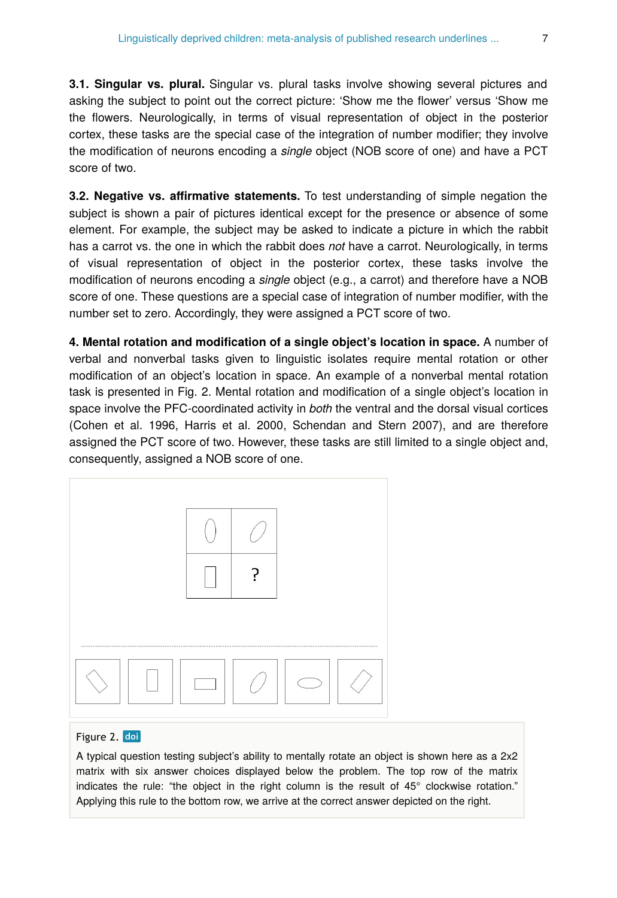**3.1. Singular vs. plural.** Singular vs. plural tasks involve showing several pictures and asking the subject to point out the correct picture: 'Show me the flower' versus 'Show me the flowers. Neurologically, in terms of visual representation of object in the posterior cortex, these tasks are the special case of the integration of number modifier; they involve the modification of neurons encoding a *single* object (NOB score of one) and have a PCT score of two.

**3.2. Negative vs. affirmative statements.** To test understanding of simple negation the subject is shown a pair of pictures identical except for the presence or absence of some element. For example, the subject may be asked to indicate a picture in which the rabbit has a carrot vs. the one in which the rabbit does *not* have a carrot. Neurologically, in terms of visual representation of object in the posterior cortex, these tasks involve the modification of neurons encoding a *single* object (e.g., a carrot) and therefore have a NOB score of one. These questions are a special case of integration of number modifier, with the number set to zero. Accordingly, they were assigned a PCT score of two.

**4. Mental rotation and modification of a single object's location in space.** A number of verbal and nonverbal tasks given to linguistic isolates require mental rotation or other modification of an object's location in space. An example of a nonverbal mental rotation task is presented in Fig. 2. Mental rotation and modification of a single object's location in space involve the PFC-coordinated activity in *both* the ventral and the dorsal visual cortices (Cohen et al. 1996, Harris et al. 2000, Schendan and Stern 2007), and are therefore assigned the PCT score of two. However, these tasks are still limited to a single object and, consequently, assigned a NOB score of one.

Figure 2. doi

A typical question testing subject's ability to mentally rotate an object is shown here as a 2x2 matrix with six answer choices displayed below the problem. The top row of the matrix indicates the rule: "the object in the right column is the result of 45° clockwise rotation." Applying this rule to the bottom row, we arrive at the correct answer depicted on the right.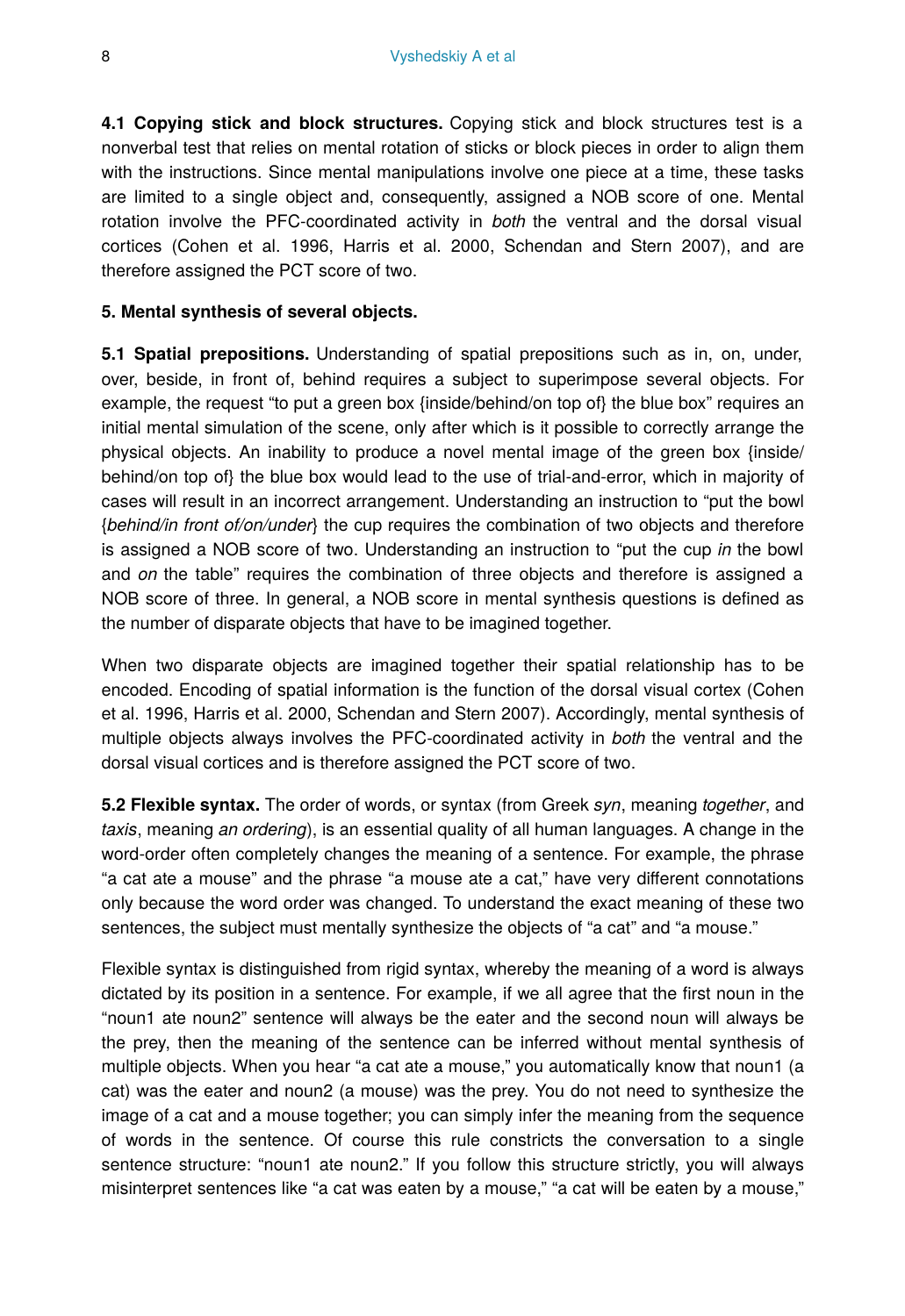**4.1 Copying stick and block structures.** Copying stick and block structures test is a nonverbal test that relies on mental rotation of sticks or block pieces in order to align them with the instructions. Since mental manipulations involve one piece at a time, these tasks are limited to a single object and, consequently, assigned a NOB score of one. Mental rotation involve the PFC-coordinated activity in *both* the ventral and the dorsal visual cortices (Cohen et al. 1996, Harris et al. 2000, Schendan and Stern 2007), and are therefore assigned the PCT score of two.

**5. Mental synthesis of several objects.**

**5.1 Spatial prepositions.** Understanding of spatial prepositions such as in, on, under, over, beside, in front of, behind requires a subject to superimpose several objects. For example, the request "to put a green box {inside/behind/on top of} the blue box" requires an initial mental simulation of the scene, only after which is it possible to correctly arrange the physical objects. An inability to produce a novel mental image of the green box {inside/behind/on top of} the blue box would lead to the use of trial-and-error, which in majority of cases will result in an incorrect arrangement. Understanding an instruction to "put the bowl {*behind/in front of/on/under*} the cup requires the combination of two objects and therefore is assigned a NOB score of two. Understanding an instruction to "put the cup *in* the bowl and *on* the table" requires the combination of three objects and therefore is assigned a NOB score of three. In general, a NOB score in mental synthesis questions is defined as the number of disparate objects that have to be imagined together.

When two disparate objects are imagined together their spatial relationship has to be encoded. Encoding of spatial information is the function of the dorsal visual cortex (Cohen et al. 1996, Harris et al. 2000, Schendan and Stern 2007). Accordingly, mental synthesis of multiple objects always involves the PFC-coordinated activity in *both* the ventral and the dorsal visual cortices and is therefore assigned the PCT score of two.

**5.2 Flexible syntax.** The order of words, or syntax (from Greek *syn*, meaning *together*, and *taxis*, meaning *an ordering*), is an essential quality of all human languages. A change in the word-order often completely changes the meaning of a sentence. For example, the phrase "a cat ate a mouse" and the phrase "a mouse ate a cat," have very different connotations only because the word order was changed. To understand the exact meaning of these two sentences, the subject must mentally synthesize the objects of "a cat" and "a mouse."

Flexible syntax is distinguished from rigid syntax, whereby the meaning of a word is always dictated by its position in a sentence. For example, if we all agree that the first noun in the "noun1 ate noun2" sentence will always be the eater and the second noun will always be the prey, then the meaning of the sentence can be inferred without mental synthesis of multiple objects. When you hear "a cat ate a mouse," you automatically know that noun1 (a cat) was the eater and noun2 (a mouse) was the prey. You do not need to synthesize the image of a cat and a mouse together; you can simply infer the meaning from the sequence of words in the sentence. Of course this rule constricts the conversation to a single sentence structure: "noun1 ate noun2." If you follow this structure strictly, you will always misinterpret sentences like "a cat was eaten by a mouse," "a cat will be eaten by a mouse,"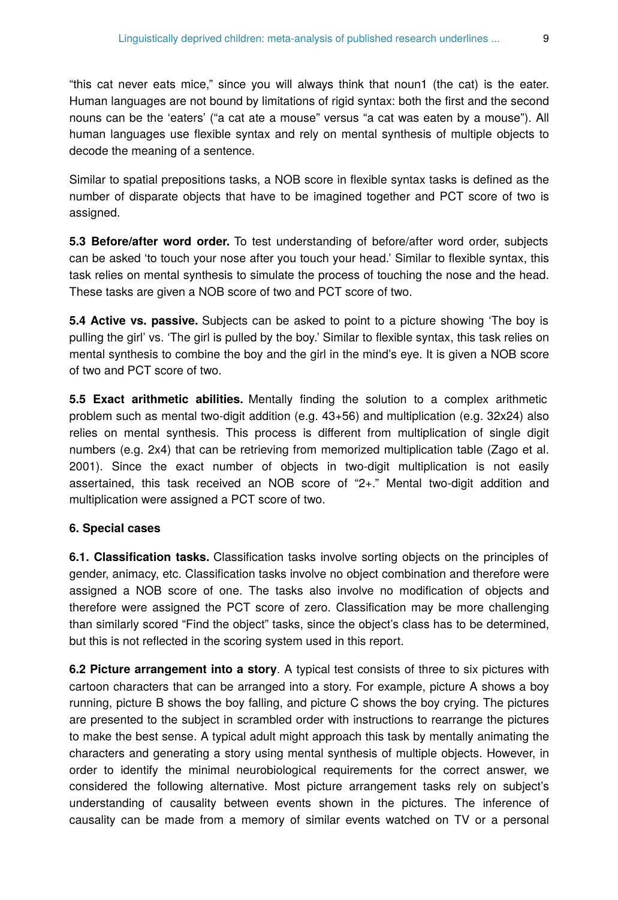"this cat never eats mice," since you will always think that noun1 (the cat) is the eater. Human languages are not bound by limitations of rigid syntax: both the first and the second nouns can be the 'eaters' ("a cat ate a mouse" versus "a cat was eaten by a mouse"). All human languages use flexible syntax and rely on mental synthesis of multiple objects to decode the meaning of a sentence.

Similar to spatial prepositions tasks, a NOB score in flexible syntax tasks is defined as the number of disparate objects that have to be imagined together and PCT score of two is assigned.

**5.3 Before/after word order.** To test understanding of before/after word order, subjects can be asked 'to touch your nose after you touch your head.' Similar to flexible syntax, this task relies on mental synthesis to simulate the process of touching the nose and the head. These tasks are given a NOB score of two and PCT score of two.

**5.4 Active vs. passive.** Subjects can be asked to point to a picture showing 'The boy is pulling the girl' vs. 'The girl is pulled by the boy.' Similar to flexible syntax, this task relies on mental synthesis to combine the boy and the girl in the mind's eye. It is given a NOB score of two and PCT score of two.

**5.5 Exact arithmetic abilities.** Mentally finding the solution to a complex arithmetic problem such as mental two-digit addition (e.g. 43+56) and multiplication (e.g. 32x24) also relies on mental synthesis. This process is different from multiplication of single digit numbers (e.g. 2x4) that can be retrieving from memorized multiplication table (Zago et al. 2001). Since the exact number of objects in two-digit multiplication is not easily assertained, this task received an NOB score of "2+." Mental two-digit addition and multiplication were assigned a PCT score of two.

**6. Special cases**

**6.1. Classification tasks.** Classification tasks involve sorting objects on the principles of gender, animacy, etc. Classification tasks involve no object combination and therefore were assigned a NOB score of one. The tasks also involve no modification of objects and therefore were assigned the PCT score of zero. Classification may be more challenging than similarly scored "Find the object" tasks, since the object's class has to be determined, but this is not reflected in the scoring system used in this report.

**6.2 Picture arrangement into a story**. A typical test consists of three to six pictures with cartoon characters that can be arranged into a story. For example, picture A shows a boy running, picture B shows the boy falling, and picture C shows the boy crying. The pictures are presented to the subject in scrambled order with instructions to rearrange the pictures to make the best sense. A typical adult might approach this task by mentally animating the characters and generating a story using mental synthesis of multiple objects. However, in order to identify the minimal neurobiological requirements for the correct answer, we considered the following alternative. Most picture arrangement tasks rely on subject's understanding of causality between events shown in the pictures. The inference of causality can be made from a memory of similar events watched on TV or a personal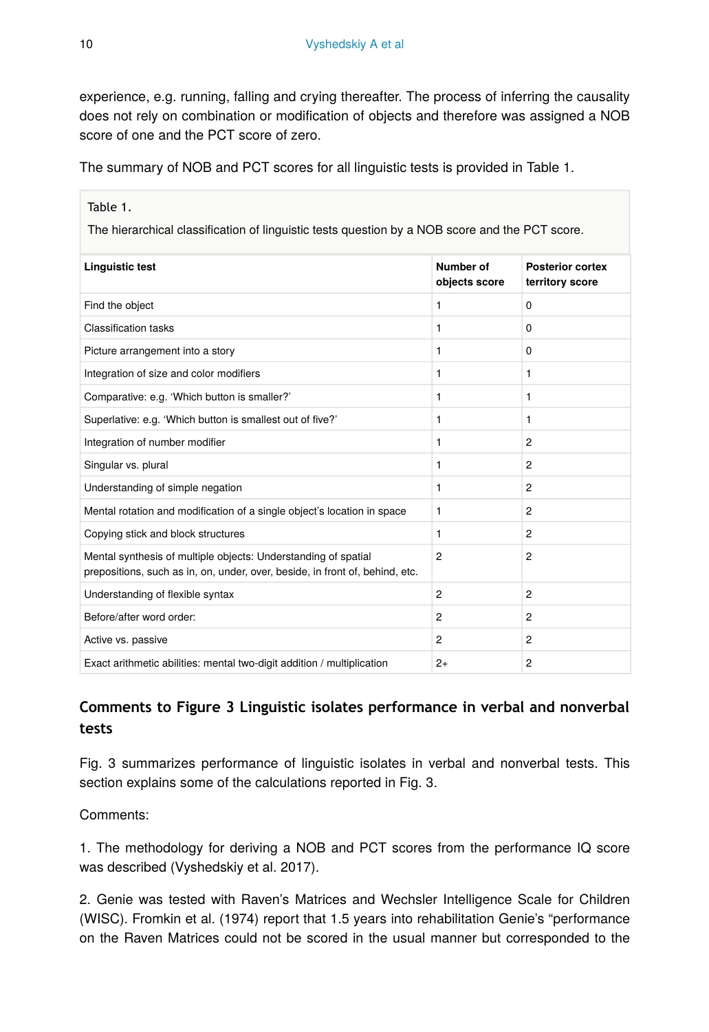experience, e.g. running, falling and crying thereafter. The process of inferring the causality does not rely on combination or modification of objects and therefore was assigned a NOB score of one and the PCT score of zero.

The summary of NOB and PCT scores for all linguistic tests is provided in Table 1.

Table 1.

The hierarchical classification of linguistic tests question by a NOB score and the PCT score.

| Linguistic test | Number of objects score | Posterior cortex territory score |
|---|---|---|
| Find the object | 1 | 0 |
| Classification tasks | 1 | 0 |
| Picture arrangement into a story | 1 | 0 |
| Integration of size and color modifiers | 1 | 1 |
| Comparative: e.g. 'Which button is smaller?' | 1 | 1 |
| Superlative: e.g. 'Which button is smallest out of five?' | 1 | 1 |
| Integration of number modifier | 1 | 2 |
| Singular vs. plural | 1 | 2 |
| Understanding of simple negation | 1 | 2 |
| Mental rotation and modification of a single object's location in space | 1 | 2 |
| Copying stick and block structures | 1 | 2 |
| Mental synthesis of multiple objects: Understanding of spatial prepositions, such as in, on, under, over, beside, in front of, behind, etc. | 2 | 2 |
| Understanding of flexible syntax | 2 | 2 |
| Before/after word order: | 2 | 2 |
| Active vs. passive | 2 | 2 |
| Exact arithmetic abilities: mental two-digit addition / multiplication | 2+ | 2 |

## Comments to Figure 3 Linguistic isolates performance in verbal and nonverbal tests

Fig. 3 summarizes performance of linguistic isolates in verbal and nonverbal tests. This section explains some of the calculations reported in Fig. 3.

Comments:

1. The methodology for deriving a NOB and PCT scores from the performance IQ score was described (Vyshedskiy et al. 2017).

2. Genie was tested with Raven's Matrices and Wechsler Intelligence Scale for Children (WISC). Fromkin et al. (1974) report that 1.5 years into rehabilitation Genie's "performance on the Raven Matrices could not be scored in the usual manner but corresponded to the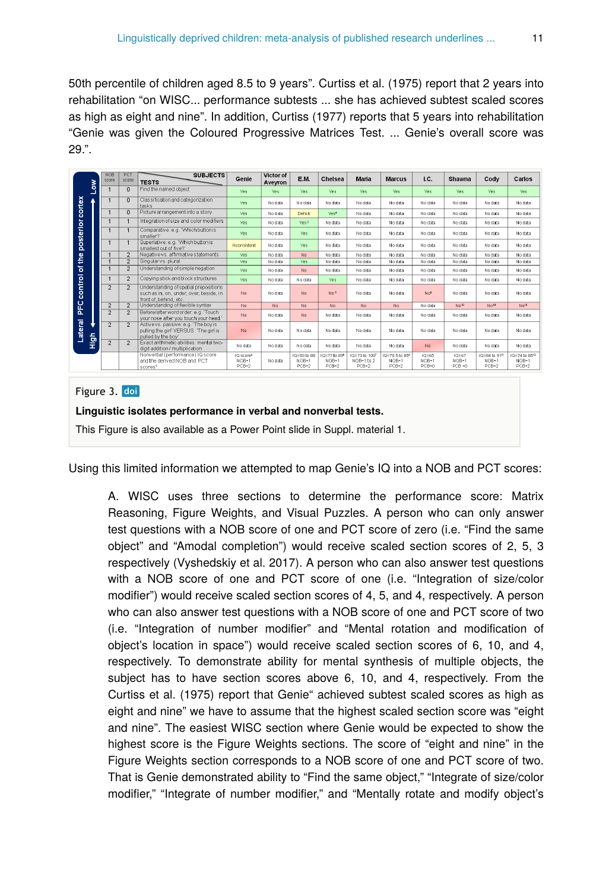50th percentile of children aged 8.5 to 9 years". Curtiss et al. (1975) report that 2 years into rehabilitation "on WISC... performance subtests ... she has achieved subtest scaled scores as high as eight and nine". In addition, Curtiss (1977) reports that 5 years into rehabilitation "Genie was given the Coloured Progressive Matrices Test. ... Genie's overall score was 29.".

| NOB score | PCT score | TESTS / SUBJECTS | Genie | Victor of Aveyron | E.M. | Chelsea | Maria | Marcus | I.C. | Shawna | Cody | Carlos |
|---|---|---|---|---|---|---|---|---|---|---|---|---|
| 1 | 0 | Find the named object | Yes | Yes | Yes | Yes | Yes | Yes | Yes | Yes | Yes | Yes |
| 1 | 0 | Classification and categorization tasks | Yes | No data | No data | No data | No data | No data | No data | No data | No data | No data |
| 1 | 0 | Picture arrangement into a story | Yes | No data | Deficit | Yes[4] | No data | No data | No data | No data | No data | No data |
| 1 | 1 | Integration of size and color modifiers | Yes | No data | Yes[3] | No data | No data | No data | No data | No data | No data | No data |
| 1 | 1 | Comparative: e.g. 'Which button is smaller?' | Yes | No data | Yes | No data | No data | No data | No data | No data | No data | No data |
| 1 | 1 | Superlative: e.g. 'Which button is smallest out of five?' | Inconsistent | No data | Yes | No data | No data | No data | No data | No data | No data | No data |
| 1 | 2 | Negative vs. affirmative statements | Yes | No data | No | No data | No data | No data | No data | No data | No data | No data |
| 1 | 2 | Singular vs. plural | Yes | No data | Yes | No data | No data | No data | No data | No data | No data | No data |
| 1 | 2 | Understanding of simple negation | Yes | No data | No | No data | No data | No data | No data | No data | No data | No data |
| 1 | 2 | Copying stick and block structures | Yes | No data | No data | Yes | No data | No data | No data | No data | No data | No data |
| 2 | 2 | Understanding of spatial prepositions such as in, on, under, over, beside, in front of, behind, etc. | No | No data | No | No[5] | No data | No data | No[8] | No data | No data | No data |
| 2 | 2 | Understanding of flexible syntax | No | No | No | No | No | No | No data | No[10] | No[10] | No[10] |
| 2 | 2 | Before/after word order: e.g. 'Touch your nose after you touch your head.' | No | No data | No | No data | No data | No data | No data | No data | No data | No data |
| 2 | 2 | Active vs. passive: e.g. 'The boy is pulling the girl' VERSUS 'The girl is pulled by the boy' | No | No data | No data | No data | No data | No data | No data | No data | No data | No data |
| 2 | 2 | Exact arithmetic abilities: mental two-digit addition / multiplication | No data | No data | No data | No data | No data | No data | No | No data | No data | No data |
| | | Nonverbal (performance) IQ score and the derived NOB and PCT scores[1] | IQ score[2] NOB=1 PCB=2 | No data | IQ=83 to 88 NOB=1 PCB=2 | IQ=77 to 89[6] NOB=1 PCB=2 | IQ=73 to 100[7] NOB=1 to 2 PCB=2 | IQ=78.5 to 85[9] NOB=1 PCB=2 | IQ=65 NOB=1 PCB=0 | IQ=67 NOB=1 PCB=0 | IQ=84 to 91[11] NOB=1 PCB=2 | IQ=74 to 85[12] NOB=1 PCB=2 |

(Vertical axis label: Lateral PFC control of the posterior cortex — Low to High)

Figure 3. doi

**Linguistic isolates performance in verbal and nonverbal tests.**

This Figure is also available as a Power Point slide in Suppl. material 1.

Using this limited information we attempted to map Genie's IQ into a NOB and PCT scores:

A. WISC uses three sections to determine the performance score: Matrix Reasoning, Figure Weights, and Visual Puzzles. A person who can only answer test questions with a NOB score of one and PCT score of zero (i.e. "Find the same object" and "Amodal completion") would receive scaled section scores of 2, 5, 3 respectively (Vyshedskiy et al. 2017). A person who can also answer test questions with a NOB score of one and PCT score of one (i.e. "Integration of size/color modifier") would receive scaled section scores of 4, 5, and 4, respectively. A person who can also answer test questions with a NOB score of one and PCT score of two (i.e. "Integration of number modifier" and "Mental rotation and modification of object's location in space") would receive scaled section scores of 6, 10, and 4, respectively. To demonstrate ability for mental synthesis of multiple objects, the subject has to have section scores above 6, 10, and 4, respectively. From the Curtiss et al. (1975) report that Genie" achieved subtest scaled scores as high as eight and nine" we have to assume that the highest scaled section score was "eight and nine". The easiest WISC section where Genie would be expected to show the highest score is the Figure Weights sections. The score of "eight and nine" in the Figure Weights section corresponds to a NOB score of one and PCT score of two. That is Genie demonstrated ability to "Find the same object," "Integrate of size/color modifier," "Integrate of number modifier," and "Mentally rotate and modify object's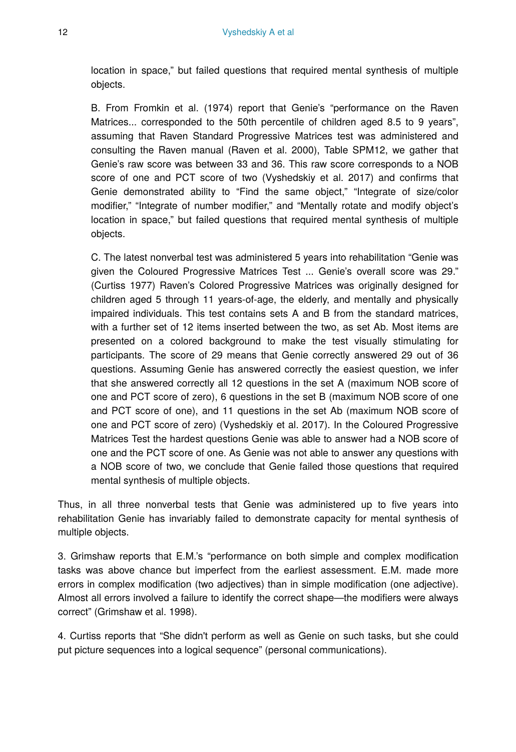location in space," but failed questions that required mental synthesis of multiple objects.

B. From Fromkin et al. (1974) report that Genie's "performance on the Raven Matrices... corresponded to the 50th percentile of children aged 8.5 to 9 years", assuming that Raven Standard Progressive Matrices test was administered and consulting the Raven manual (Raven et al. 2000), Table SPM12, we gather that Genie's raw score was between 33 and 36. This raw score corresponds to a NOB score of one and PCT score of two (Vyshedskiy et al. 2017) and confirms that Genie demonstrated ability to "Find the same object," "Integrate of size/color modifier," "Integrate of number modifier," and "Mentally rotate and modify object's location in space," but failed questions that required mental synthesis of multiple objects.

C. The latest nonverbal test was administered 5 years into rehabilitation "Genie was given the Coloured Progressive Matrices Test ... Genie's overall score was 29." (Curtiss 1977) Raven's Colored Progressive Matrices was originally designed for children aged 5 through 11 years-of-age, the elderly, and mentally and physically impaired individuals. This test contains sets A and B from the standard matrices, with a further set of 12 items inserted between the two, as set Ab. Most items are presented on a colored background to make the test visually stimulating for participants. The score of 29 means that Genie correctly answered 29 out of 36 questions. Assuming Genie has answered correctly the easiest question, we infer that she answered correctly all 12 questions in the set A (maximum NOB score of one and PCT score of zero), 6 questions in the set B (maximum NOB score of one and PCT score of one), and 11 questions in the set Ab (maximum NOB score of one and PCT score of zero) (Vyshedskiy et al. 2017). In the Coloured Progressive Matrices Test the hardest questions Genie was able to answer had a NOB score of one and the PCT score of one. As Genie was not able to answer any questions with a NOB score of two, we conclude that Genie failed those questions that required mental synthesis of multiple objects.

Thus, in all three nonverbal tests that Genie was administered up to five years into rehabilitation Genie has invariably failed to demonstrate capacity for mental synthesis of multiple objects.

3. Grimshaw reports that E.M.'s "performance on both simple and complex modification tasks was above chance but imperfect from the earliest assessment. E.M. made more errors in complex modification (two adjectives) than in simple modification (one adjective). Almost all errors involved a failure to identify the correct shape—the modifiers were always correct" (Grimshaw et al. 1998).

4. Curtiss reports that "She didn't perform as well as Genie on such tasks, but she could put picture sequences into a logical sequence" (personal communications).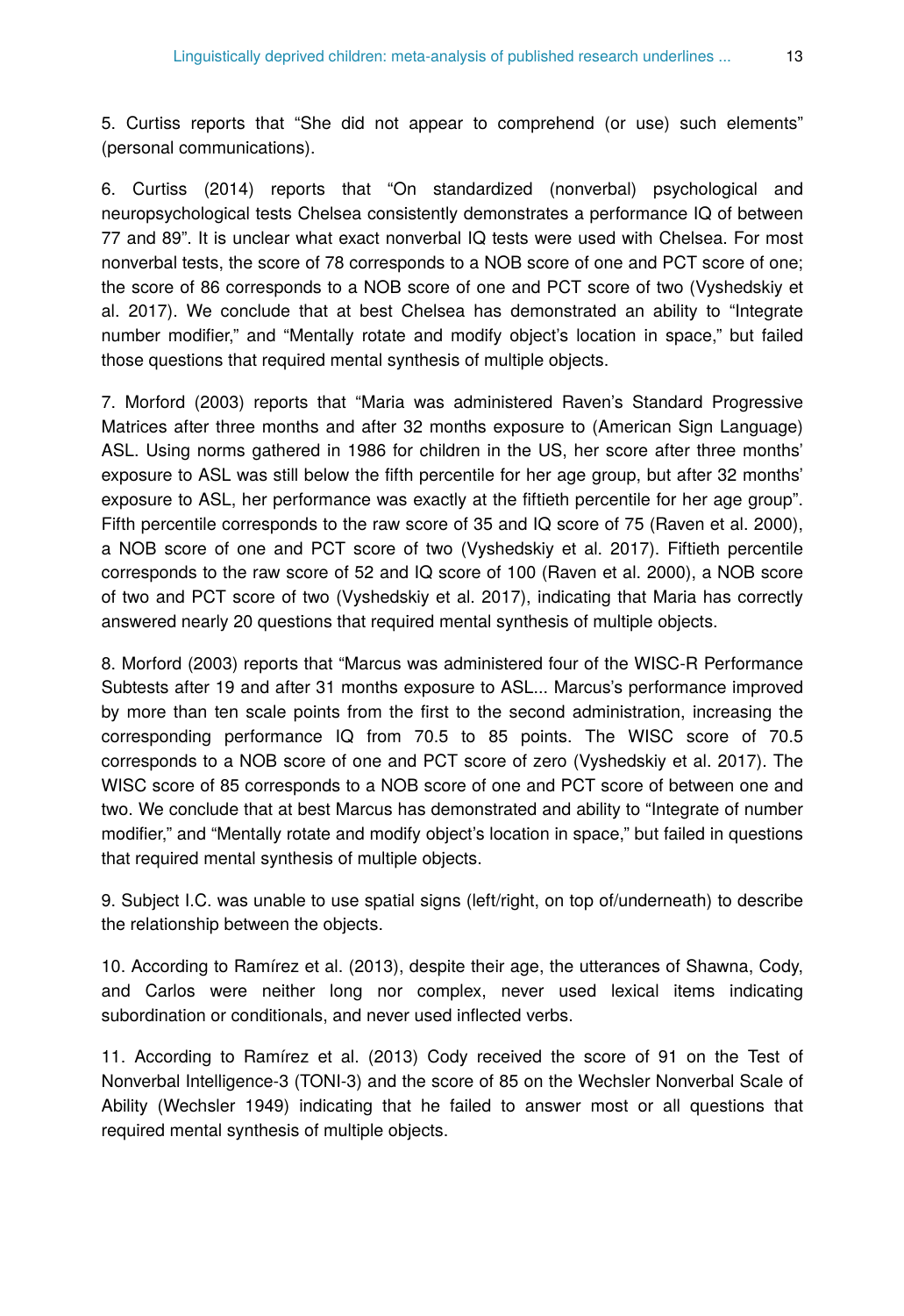5. Curtiss reports that “She did not appear to comprehend (or use) such elements” (personal communications).

6. Curtiss (2014) reports that “On standardized (nonverbal) psychological and neuropsychological tests Chelsea consistently demonstrates a performance IQ of between 77 and 89”. It is unclear what exact nonverbal IQ tests were used with Chelsea. For most nonverbal tests, the score of 78 corresponds to a NOB score of one and PCT score of one; the score of 86 corresponds to a NOB score of one and PCT score of two (Vyshedskiy et al. 2017). We conclude that at best Chelsea has demonstrated an ability to “Integrate number modifier,” and “Mentally rotate and modify object’s location in space,” but failed those questions that required mental synthesis of multiple objects.

7. Morford (2003) reports that “Maria was administered Raven’s Standard Progressive Matrices after three months and after 32 months exposure to (American Sign Language) ASL. Using norms gathered in 1986 for children in the US, her score after three months’ exposure to ASL was still below the fifth percentile for her age group, but after 32 months’ exposure to ASL, her performance was exactly at the fiftieth percentile for her age group”. Fifth percentile corresponds to the raw score of 35 and IQ score of 75 (Raven et al. 2000), a NOB score of one and PCT score of two (Vyshedskiy et al. 2017). Fiftieth percentile corresponds to the raw score of 52 and IQ score of 100 (Raven et al. 2000), a NOB score of two and PCT score of two (Vyshedskiy et al. 2017), indicating that Maria has correctly answered nearly 20 questions that required mental synthesis of multiple objects.

8. Morford (2003) reports that “Marcus was administered four of the WISC-R Performance Subtests after 19 and after 31 months exposure to ASL... Marcus’s performance improved by more than ten scale points from the first to the second administration, increasing the corresponding performance IQ from 70.5 to 85 points. The WISC score of 70.5 corresponds to a NOB score of one and PCT score of zero (Vyshedskiy et al. 2017). The WISC score of 85 corresponds to a NOB score of one and PCT score of between one and two. We conclude that at best Marcus has demonstrated and ability to “Integrate of number modifier,” and “Mentally rotate and modify object’s location in space,” but failed in questions that required mental synthesis of multiple objects.

9. Subject I.C. was unable to use spatial signs (left/right, on top of/underneath) to describe the relationship between the objects.

10. According to Ramírez et al. (2013), despite their age, the utterances of Shawna, Cody, and Carlos were neither long nor complex, never used lexical items indicating subordination or conditionals, and never used inflected verbs.

11. According to Ramírez et al. (2013) Cody received the score of 91 on the Test of Nonverbal Intelligence-3 (TONI-3) and the score of 85 on the Wechsler Nonverbal Scale of Ability (Wechsler 1949) indicating that he failed to answer most or all questions that required mental synthesis of multiple objects.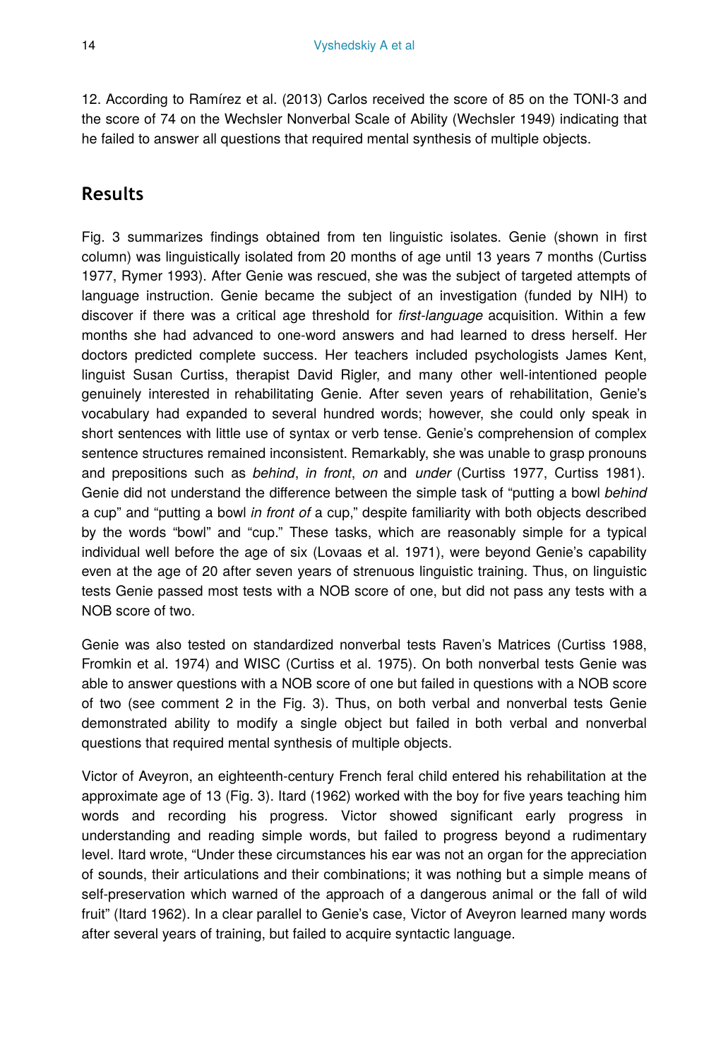12. According to Ramírez et al. (2013) Carlos received the score of 85 on the TONI-3 and the score of 74 on the Wechsler Nonverbal Scale of Ability (Wechsler 1949) indicating that he failed to answer all questions that required mental synthesis of multiple objects.

## Results

Fig. 3 summarizes findings obtained from ten linguistic isolates. Genie (shown in first column) was linguistically isolated from 20 months of age until 13 years 7 months (Curtiss 1977, Rymer 1993). After Genie was rescued, she was the subject of targeted attempts of language instruction. Genie became the subject of an investigation (funded by NIH) to discover if there was a critical age threshold for *first-language* acquisition. Within a few months she had advanced to one-word answers and had learned to dress herself. Her doctors predicted complete success. Her teachers included psychologists James Kent, linguist Susan Curtiss, therapist David Rigler, and many other well-intentioned people genuinely interested in rehabilitating Genie. After seven years of rehabilitation, Genie's vocabulary had expanded to several hundred words; however, she could only speak in short sentences with little use of syntax or verb tense. Genie's comprehension of complex sentence structures remained inconsistent. Remarkably, she was unable to grasp pronouns and prepositions such as *behind*, *in front*, *on* and *under* (Curtiss 1977, Curtiss 1981). Genie did not understand the difference between the simple task of "putting a bowl *behind* a cup" and "putting a bowl *in front of* a cup," despite familiarity with both objects described by the words "bowl" and "cup." These tasks, which are reasonably simple for a typical individual well before the age of six (Lovaas et al. 1971), were beyond Genie's capability even at the age of 20 after seven years of strenuous linguistic training. Thus, on linguistic tests Genie passed most tests with a NOB score of one, but did not pass any tests with a NOB score of two.

Genie was also tested on standardized nonverbal tests Raven's Matrices (Curtiss 1988, Fromkin et al. 1974) and WISC (Curtiss et al. 1975). On both nonverbal tests Genie was able to answer questions with a NOB score of one but failed in questions with a NOB score of two (see comment 2 in the Fig. 3). Thus, on both verbal and nonverbal tests Genie demonstrated ability to modify a single object but failed in both verbal and nonverbal questions that required mental synthesis of multiple objects.

Victor of Aveyron, an eighteenth-century French feral child entered his rehabilitation at the approximate age of 13 (Fig. 3). Itard (1962) worked with the boy for five years teaching him words and recording his progress. Victor showed significant early progress in understanding and reading simple words, but failed to progress beyond a rudimentary level. Itard wrote, "Under these circumstances his ear was not an organ for the appreciation of sounds, their articulations and their combinations; it was nothing but a simple means of self-preservation which warned of the approach of a dangerous animal or the fall of wild fruit" (Itard 1962). In a clear parallel to Genie's case, Victor of Aveyron learned many words after several years of training, but failed to acquire syntactic language.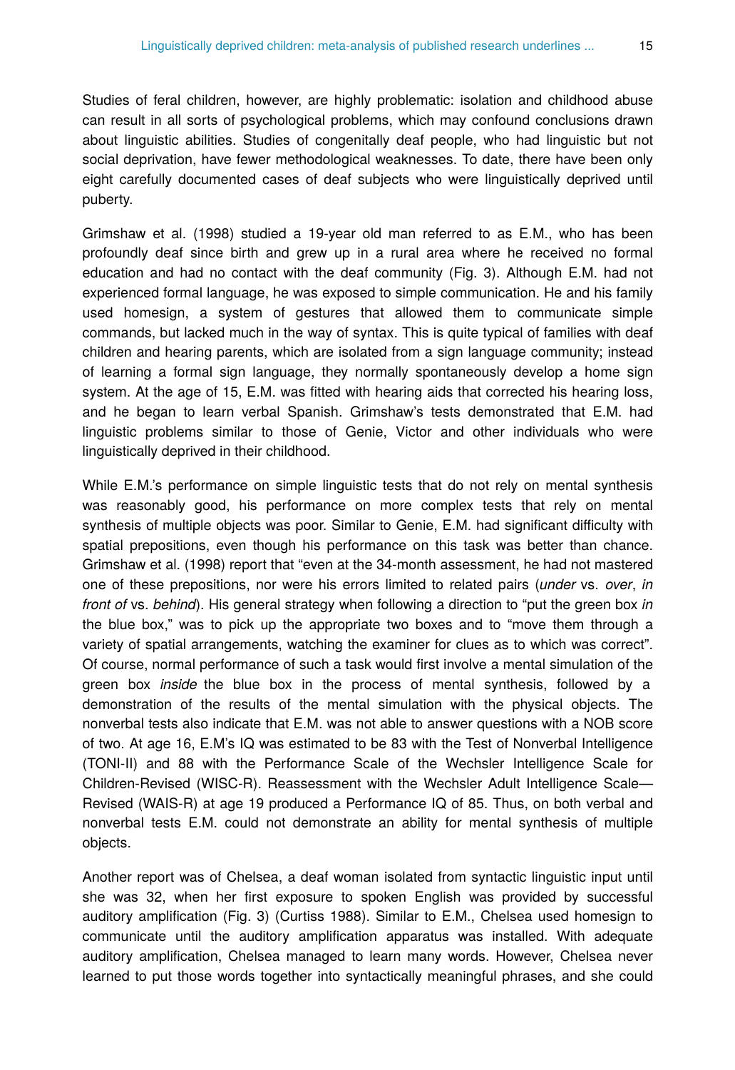Studies of feral children, however, are highly problematic: isolation and childhood abuse can result in all sorts of psychological problems, which may confound conclusions drawn about linguistic abilities. Studies of congenitally deaf people, who had linguistic but not social deprivation, have fewer methodological weaknesses. To date, there have been only eight carefully documented cases of deaf subjects who were linguistically deprived until puberty.

Grimshaw et al. (1998) studied a 19-year old man referred to as E.M., who has been profoundly deaf since birth and grew up in a rural area where he received no formal education and had no contact with the deaf community (Fig. 3). Although E.M. had not experienced formal language, he was exposed to simple communication. He and his family used homesign, a system of gestures that allowed them to communicate simple commands, but lacked much in the way of syntax. This is quite typical of families with deaf children and hearing parents, which are isolated from a sign language community; instead of learning a formal sign language, they normally spontaneously develop a home sign system. At the age of 15, E.M. was fitted with hearing aids that corrected his hearing loss, and he began to learn verbal Spanish. Grimshaw's tests demonstrated that E.M. had linguistic problems similar to those of Genie, Victor and other individuals who were linguistically deprived in their childhood.

While E.M.'s performance on simple linguistic tests that do not rely on mental synthesis was reasonably good, his performance on more complex tests that rely on mental synthesis of multiple objects was poor. Similar to Genie, E.M. had significant difficulty with spatial prepositions, even though his performance on this task was better than chance. Grimshaw et al. (1998) report that "even at the 34-month assessment, he had not mastered one of these prepositions, nor were his errors limited to related pairs (*under* vs. *over*, *in front of* vs. *behind*). His general strategy when following a direction to "put the green box *in* the blue box," was to pick up the appropriate two boxes and to "move them through a variety of spatial arrangements, watching the examiner for clues as to which was correct". Of course, normal performance of such a task would first involve a mental simulation of the green box *inside* the blue box in the process of mental synthesis, followed by a demonstration of the results of the mental simulation with the physical objects. The nonverbal tests also indicate that E.M. was not able to answer questions with a NOB score of two. At age 16, E.M's IQ was estimated to be 83 with the Test of Nonverbal Intelligence (TONI-II) and 88 with the Performance Scale of the Wechsler Intelligence Scale for Children-Revised (WISC-R). Reassessment with the Wechsler Adult Intelligence Scale—Revised (WAIS-R) at age 19 produced a Performance IQ of 85. Thus, on both verbal and nonverbal tests E.M. could not demonstrate an ability for mental synthesis of multiple objects.

Another report was of Chelsea, a deaf woman isolated from syntactic linguistic input until she was 32, when her first exposure to spoken English was provided by successful auditory amplification (Fig. 3) (Curtiss 1988). Similar to E.M., Chelsea used homesign to communicate until the auditory amplification apparatus was installed. With adequate auditory amplification, Chelsea managed to learn many words. However, Chelsea never learned to put those words together into syntactically meaningful phrases, and she could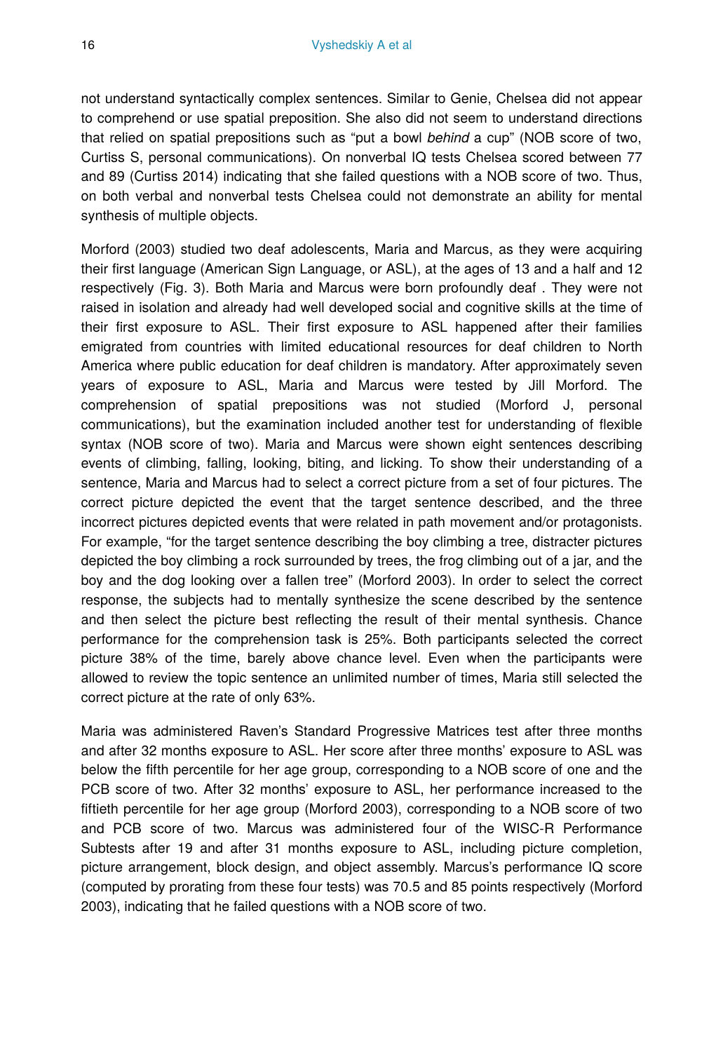not understand syntactically complex sentences. Similar to Genie, Chelsea did not appear to comprehend or use spatial preposition. She also did not seem to understand directions that relied on spatial prepositions such as "put a bowl *behind* a cup" (NOB score of two, Curtiss S, personal communications). On nonverbal IQ tests Chelsea scored between 77 and 89 (Curtiss 2014) indicating that she failed questions with a NOB score of two. Thus, on both verbal and nonverbal tests Chelsea could not demonstrate an ability for mental synthesis of multiple objects.

Morford (2003) studied two deaf adolescents, Maria and Marcus, as they were acquiring their first language (American Sign Language, or ASL), at the ages of 13 and a half and 12 respectively (Fig. 3). Both Maria and Marcus were born profoundly deaf . They were not raised in isolation and already had well developed social and cognitive skills at the time of their first exposure to ASL. Their first exposure to ASL happened after their families emigrated from countries with limited educational resources for deaf children to North America where public education for deaf children is mandatory. After approximately seven years of exposure to ASL, Maria and Marcus were tested by Jill Morford. The comprehension of spatial prepositions was not studied (Morford J, personal communications), but the examination included another test for understanding of flexible syntax (NOB score of two). Maria and Marcus were shown eight sentences describing events of climbing, falling, looking, biting, and licking. To show their understanding of a sentence, Maria and Marcus had to select a correct picture from a set of four pictures. The correct picture depicted the event that the target sentence described, and the three incorrect pictures depicted events that were related in path movement and/or protagonists. For example, "for the target sentence describing the boy climbing a tree, distracter pictures depicted the boy climbing a rock surrounded by trees, the frog climbing out of a jar, and the boy and the dog looking over a fallen tree" (Morford 2003). In order to select the correct response, the subjects had to mentally synthesize the scene described by the sentence and then select the picture best reflecting the result of their mental synthesis. Chance performance for the comprehension task is 25%. Both participants selected the correct picture 38% of the time, barely above chance level. Even when the participants were allowed to review the topic sentence an unlimited number of times, Maria still selected the correct picture at the rate of only 63%.

Maria was administered Raven's Standard Progressive Matrices test after three months and after 32 months exposure to ASL. Her score after three months' exposure to ASL was below the fifth percentile for her age group, corresponding to a NOB score of one and the PCB score of two. After 32 months' exposure to ASL, her performance increased to the fiftieth percentile for her age group (Morford 2003), corresponding to a NOB score of two and PCB score of two. Marcus was administered four of the WISC-R Performance Subtests after 19 and after 31 months exposure to ASL, including picture completion, picture arrangement, block design, and object assembly. Marcus's performance IQ score (computed by prorating from these four tests) was 70.5 and 85 points respectively (Morford 2003), indicating that he failed questions with a NOB score of two.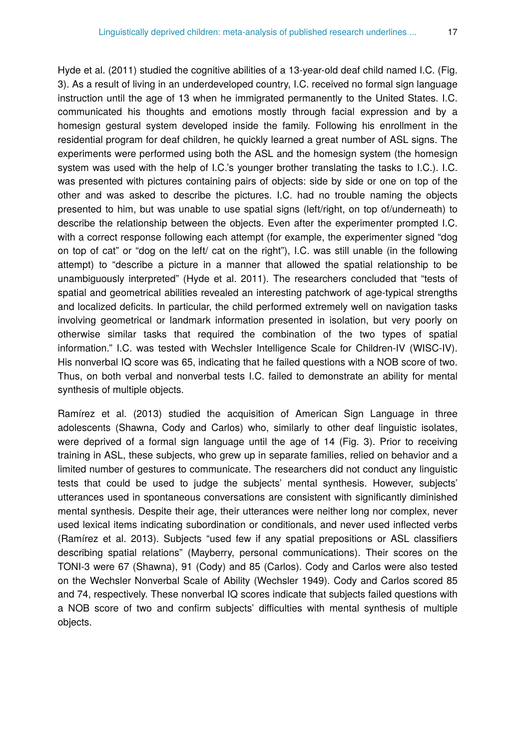Hyde et al. (2011) studied the cognitive abilities of a 13-year-old deaf child named I.C. (Fig. 3). As a result of living in an underdeveloped country, I.C. received no formal sign language instruction until the age of 13 when he immigrated permanently to the United States. I.C. communicated his thoughts and emotions mostly through facial expression and by a homesign gestural system developed inside the family. Following his enrollment in the residential program for deaf children, he quickly learned a great number of ASL signs. The experiments were performed using both the ASL and the homesign system (the homesign system was used with the help of I.C.'s younger brother translating the tasks to I.C.). I.C. was presented with pictures containing pairs of objects: side by side or one on top of the other and was asked to describe the pictures. I.C. had no trouble naming the objects presented to him, but was unable to use spatial signs (left/right, on top of/underneath) to describe the relationship between the objects. Even after the experimenter prompted I.C. with a correct response following each attempt (for example, the experimenter signed "dog on top of cat" or "dog on the left/ cat on the right"), I.C. was still unable (in the following attempt) to "describe a picture in a manner that allowed the spatial relationship to be unambiguously interpreted" (Hyde et al. 2011). The researchers concluded that "tests of spatial and geometrical abilities revealed an interesting patchwork of age-typical strengths and localized deficits. In particular, the child performed extremely well on navigation tasks involving geometrical or landmark information presented in isolation, but very poorly on otherwise similar tasks that required the combination of the two types of spatial information." I.C. was tested with Wechsler Intelligence Scale for Children-IV (WISC-IV). His nonverbal IQ score was 65, indicating that he failed questions with a NOB score of two. Thus, on both verbal and nonverbal tests I.C. failed to demonstrate an ability for mental synthesis of multiple objects.

Ramírez et al. (2013) studied the acquisition of American Sign Language in three adolescents (Shawna, Cody and Carlos) who, similarly to other deaf linguistic isolates, were deprived of a formal sign language until the age of 14 (Fig. 3). Prior to receiving training in ASL, these subjects, who grew up in separate families, relied on behavior and a limited number of gestures to communicate. The researchers did not conduct any linguistic tests that could be used to judge the subjects' mental synthesis. However, subjects' utterances used in spontaneous conversations are consistent with significantly diminished mental synthesis. Despite their age, their utterances were neither long nor complex, never used lexical items indicating subordination or conditionals, and never used inflected verbs (Ramírez et al. 2013). Subjects "used few if any spatial prepositions or ASL classifiers describing spatial relations" (Mayberry, personal communications). Their scores on the TONI-3 were 67 (Shawna), 91 (Cody) and 85 (Carlos). Cody and Carlos were also tested on the Wechsler Nonverbal Scale of Ability (Wechsler 1949). Cody and Carlos scored 85 and 74, respectively. These nonverbal IQ scores indicate that subjects failed questions with a NOB score of two and confirm subjects' difficulties with mental synthesis of multiple objects.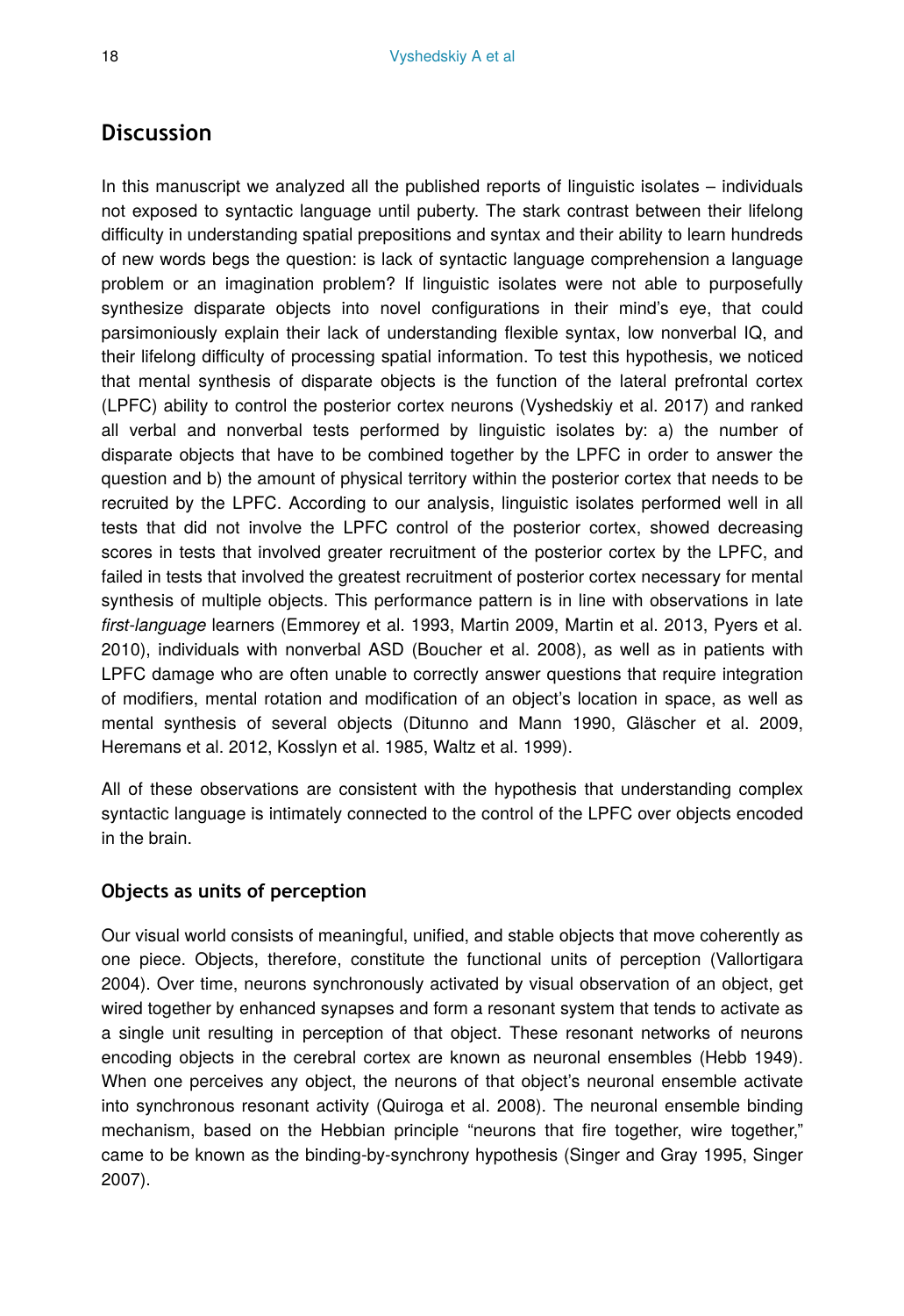## Discussion

In this manuscript we analyzed all the published reports of linguistic isolates – individuals not exposed to syntactic language until puberty. The stark contrast between their lifelong difficulty in understanding spatial prepositions and syntax and their ability to learn hundreds of new words begs the question: is lack of syntactic language comprehension a language problem or an imagination problem? If linguistic isolates were not able to purposefully synthesize disparate objects into novel configurations in their mind's eye, that could parsimoniously explain their lack of understanding flexible syntax, low nonverbal IQ, and their lifelong difficulty of processing spatial information. To test this hypothesis, we noticed that mental synthesis of disparate objects is the function of the lateral prefrontal cortex (LPFC) ability to control the posterior cortex neurons (Vyshedskiy et al. 2017) and ranked all verbal and nonverbal tests performed by linguistic isolates by: a) the number of disparate objects that have to be combined together by the LPFC in order to answer the question and b) the amount of physical territory within the posterior cortex that needs to be recruited by the LPFC. According to our analysis, linguistic isolates performed well in all tests that did not involve the LPFC control of the posterior cortex, showed decreasing scores in tests that involved greater recruitment of the posterior cortex by the LPFC, and failed in tests that involved the greatest recruitment of posterior cortex necessary for mental synthesis of multiple objects. This performance pattern is in line with observations in late *first-language* learners (Emmorey et al. 1993, Martin 2009, Martin et al. 2013, Pyers et al. 2010), individuals with nonverbal ASD (Boucher et al. 2008), as well as in patients with LPFC damage who are often unable to correctly answer questions that require integration of modifiers, mental rotation and modification of an object's location in space, as well as mental synthesis of several objects (Ditunno and Mann 1990, Gläscher et al. 2009, Heremans et al. 2012, Kosslyn et al. 1985, Waltz et al. 1999).

All of these observations are consistent with the hypothesis that understanding complex syntactic language is intimately connected to the control of the LPFC over objects encoded in the brain.

### Objects as units of perception

Our visual world consists of meaningful, unified, and stable objects that move coherently as one piece. Objects, therefore, constitute the functional units of perception (Vallortigara 2004). Over time, neurons synchronously activated by visual observation of an object, get wired together by enhanced synapses and form a resonant system that tends to activate as a single unit resulting in perception of that object. These resonant networks of neurons encoding objects in the cerebral cortex are known as neuronal ensembles (Hebb 1949). When one perceives any object, the neurons of that object's neuronal ensemble activate into synchronous resonant activity (Quiroga et al. 2008). The neuronal ensemble binding mechanism, based on the Hebbian principle "neurons that fire together, wire together," came to be known as the binding-by-synchrony hypothesis (Singer and Gray 1995, Singer 2007).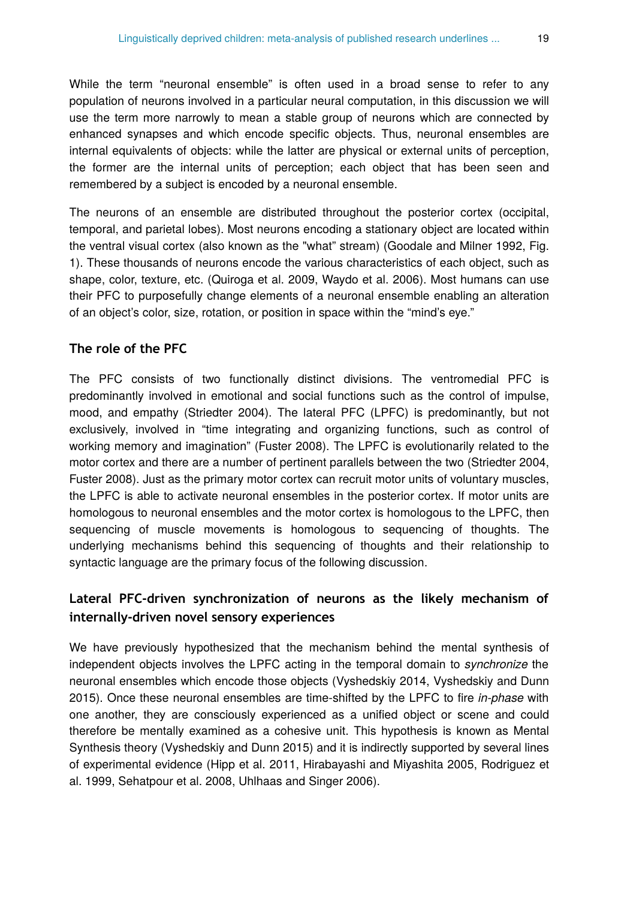While the term "neuronal ensemble" is often used in a broad sense to refer to any population of neurons involved in a particular neural computation, in this discussion we will use the term more narrowly to mean a stable group of neurons which are connected by enhanced synapses and which encode specific objects. Thus, neuronal ensembles are internal equivalents of objects: while the latter are physical or external units of perception, the former are the internal units of perception; each object that has been seen and remembered by a subject is encoded by a neuronal ensemble.

The neurons of an ensemble are distributed throughout the posterior cortex (occipital, temporal, and parietal lobes). Most neurons encoding a stationary object are located within the ventral visual cortex (also known as the "what" stream) (Goodale and Milner 1992, Fig. 1). These thousands of neurons encode the various characteristics of each object, such as shape, color, texture, etc. (Quiroga et al. 2009, Waydo et al. 2006). Most humans can use their PFC to purposefully change elements of a neuronal ensemble enabling an alteration of an object's color, size, rotation, or position in space within the "mind's eye."

### The role of the PFC

The PFC consists of two functionally distinct divisions. The ventromedial PFC is predominantly involved in emotional and social functions such as the control of impulse, mood, and empathy (Striedter 2004). The lateral PFC (LPFC) is predominantly, but not exclusively, involved in "time integrating and organizing functions, such as control of working memory and imagination" (Fuster 2008). The LPFC is evolutionarily related to the motor cortex and there are a number of pertinent parallels between the two (Striedter 2004, Fuster 2008). Just as the primary motor cortex can recruit motor units of voluntary muscles, the LPFC is able to activate neuronal ensembles in the posterior cortex. If motor units are homologous to neuronal ensembles and the motor cortex is homologous to the LPFC, then sequencing of muscle movements is homologous to sequencing of thoughts. The underlying mechanisms behind this sequencing of thoughts and their relationship to syntactic language are the primary focus of the following discussion.

## Lateral PFC-driven synchronization of neurons as the likely mechanism of internally-driven novel sensory experiences

We have previously hypothesized that the mechanism behind the mental synthesis of independent objects involves the LPFC acting in the temporal domain to *synchronize* the neuronal ensembles which encode those objects (Vyshedskiy 2014, Vyshedskiy and Dunn 2015). Once these neuronal ensembles are time-shifted by the LPFC to fire *in-phase* with one another, they are consciously experienced as a unified object or scene and could therefore be mentally examined as a cohesive unit. This hypothesis is known as Mental Synthesis theory (Vyshedskiy and Dunn 2015) and it is indirectly supported by several lines of experimental evidence (Hipp et al. 2011, Hirabayashi and Miyashita 2005, Rodriguez et al. 1999, Sehatpour et al. 2008, Uhlhaas and Singer 2006).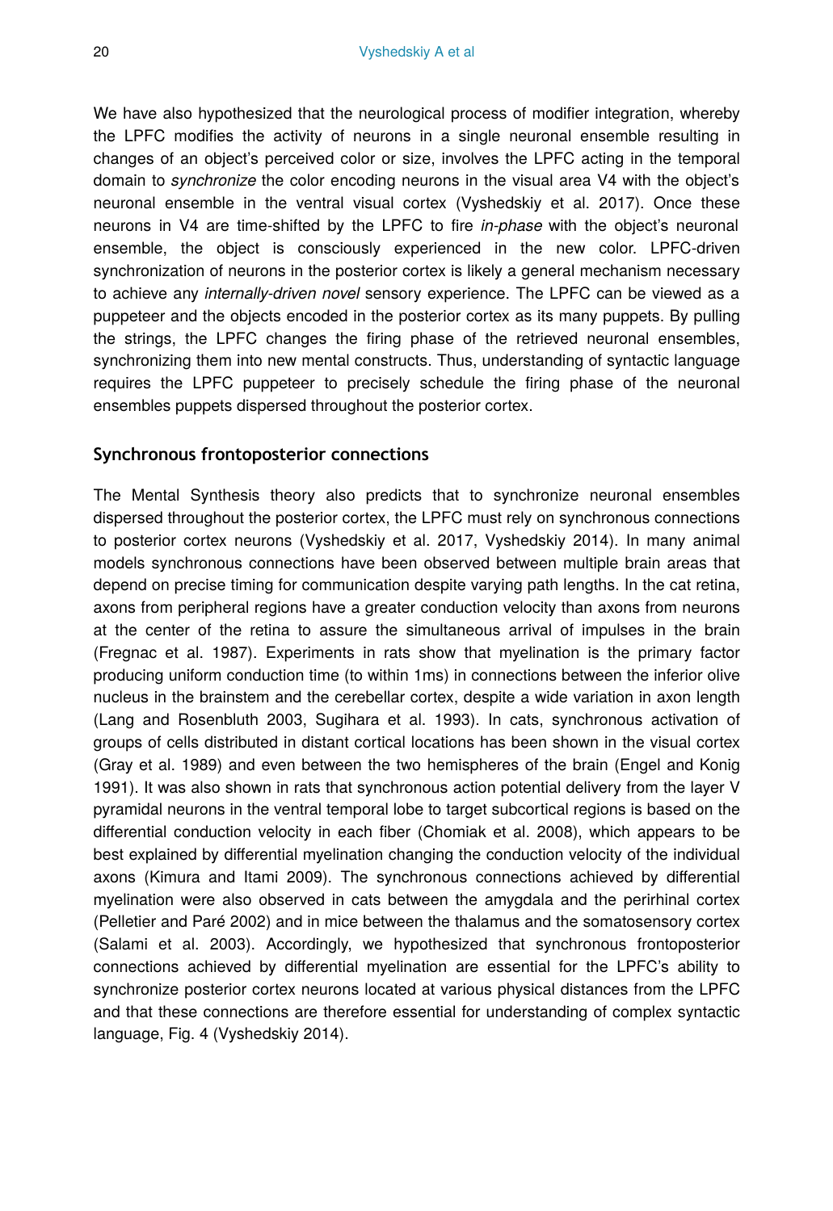We have also hypothesized that the neurological process of modifier integration, whereby the LPFC modifies the activity of neurons in a single neuronal ensemble resulting in changes of an object's perceived color or size, involves the LPFC acting in the temporal domain to *synchronize* the color encoding neurons in the visual area V4 with the object's neuronal ensemble in the ventral visual cortex (Vyshedskiy et al. 2017). Once these neurons in V4 are time-shifted by the LPFC to fire *in-phase* with the object's neuronal ensemble, the object is consciously experienced in the new color. LPFC-driven synchronization of neurons in the posterior cortex is likely a general mechanism necessary to achieve any *internally-driven novel* sensory experience. The LPFC can be viewed as a puppeteer and the objects encoded in the posterior cortex as its many puppets. By pulling the strings, the LPFC changes the firing phase of the retrieved neuronal ensembles, synchronizing them into new mental constructs. Thus, understanding of syntactic language requires the LPFC puppeteer to precisely schedule the firing phase of the neuronal ensembles puppets dispersed throughout the posterior cortex.

## Synchronous frontoposterior connections

The Mental Synthesis theory also predicts that to synchronize neuronal ensembles dispersed throughout the posterior cortex, the LPFC must rely on synchronous connections to posterior cortex neurons (Vyshedskiy et al. 2017, Vyshedskiy 2014). In many animal models synchronous connections have been observed between multiple brain areas that depend on precise timing for communication despite varying path lengths. In the cat retina, axons from peripheral regions have a greater conduction velocity than axons from neurons at the center of the retina to assure the simultaneous arrival of impulses in the brain (Fregnac et al. 1987). Experiments in rats show that myelination is the primary factor producing uniform conduction time (to within 1ms) in connections between the inferior olive nucleus in the brainstem and the cerebellar cortex, despite a wide variation in axon length (Lang and Rosenbluth 2003, Sugihara et al. 1993). In cats, synchronous activation of groups of cells distributed in distant cortical locations has been shown in the visual cortex (Gray et al. 1989) and even between the two hemispheres of the brain (Engel and Konig 1991). It was also shown in rats that synchronous action potential delivery from the layer V pyramidal neurons in the ventral temporal lobe to target subcortical regions is based on the differential conduction velocity in each fiber (Chomiak et al. 2008), which appears to be best explained by differential myelination changing the conduction velocity of the individual axons (Kimura and Itami 2009). The synchronous connections achieved by differential myelination were also observed in cats between the amygdala and the perirhinal cortex (Pelletier and Paré 2002) and in mice between the thalamus and the somatosensory cortex (Salami et al. 2003). Accordingly, we hypothesized that synchronous frontoposterior connections achieved by differential myelination are essential for the LPFC's ability to synchronize posterior cortex neurons located at various physical distances from the LPFC and that these connections are therefore essential for understanding of complex syntactic language, Fig. 4 (Vyshedskiy 2014).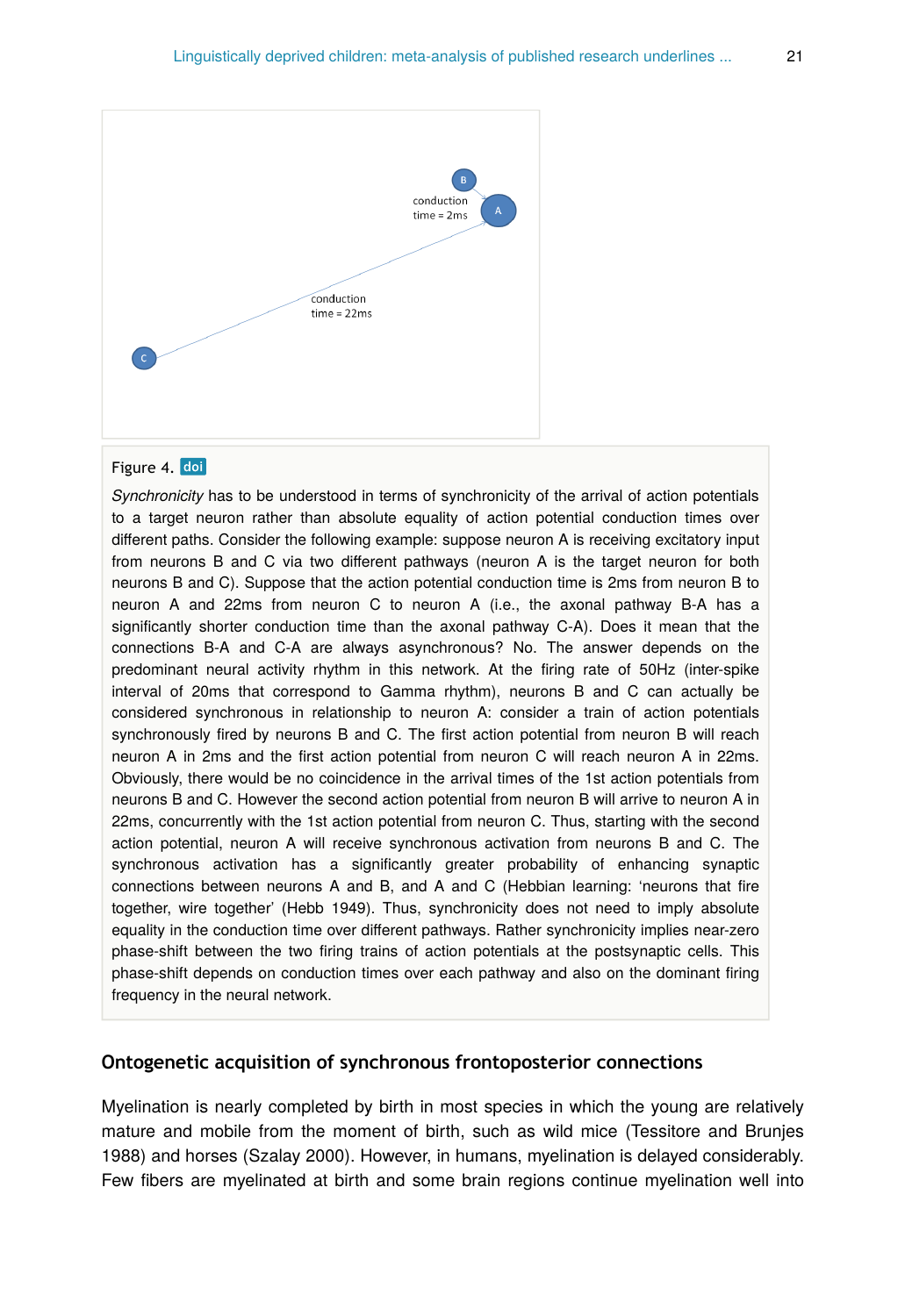Figure 4. doi

*Synchronicity* has to be understood in terms of synchronicity of the arrival of action potentials to a target neuron rather than absolute equality of action potential conduction times over different paths. Consider the following example: suppose neuron A is receiving excitatory input from neurons B and C via two different pathways (neuron A is the target neuron for both neurons B and C). Suppose that the action potential conduction time is 2ms from neuron B to neuron A and 22ms from neuron C to neuron A (i.e., the axonal pathway B-A has a significantly shorter conduction time than the axonal pathway C-A). Does it mean that the connections B-A and C-A are always asynchronous? No. The answer depends on the predominant neural activity rhythm in this network. At the firing rate of 50Hz (inter-spike interval of 20ms that correspond to Gamma rhythm), neurons B and C can actually be considered synchronous in relationship to neuron A: consider a train of action potentials synchronously fired by neurons B and C. The first action potential from neuron B will reach neuron A in 2ms and the first action potential from neuron C will reach neuron A in 22ms. Obviously, there would be no coincidence in the arrival times of the 1st action potentials from neurons B and C. However the second action potential from neuron B will arrive to neuron A in 22ms, concurrently with the 1st action potential from neuron C. Thus, starting with the second action potential, neuron A will receive synchronous activation from neurons B and C. The synchronous activation has a significantly greater probability of enhancing synaptic connections between neurons A and B, and A and C (Hebbian learning: 'neurons that fire together, wire together' (Hebb 1949). Thus, synchronicity does not need to imply absolute equality in the conduction time over different pathways. Rather synchronicity implies near-zero phase-shift between the two firing trains of action potentials at the postsynaptic cells. This phase-shift depends on conduction times over each pathway and also on the dominant firing frequency in the neural network.

## Ontogenetic acquisition of synchronous frontoposterior connections

Myelination is nearly completed by birth in most species in which the young are relatively mature and mobile from the moment of birth, such as wild mice (Tessitore and Brunjes 1988) and horses (Szalay 2000). However, in humans, myelination is delayed considerably. Few fibers are myelinated at birth and some brain regions continue myelination well into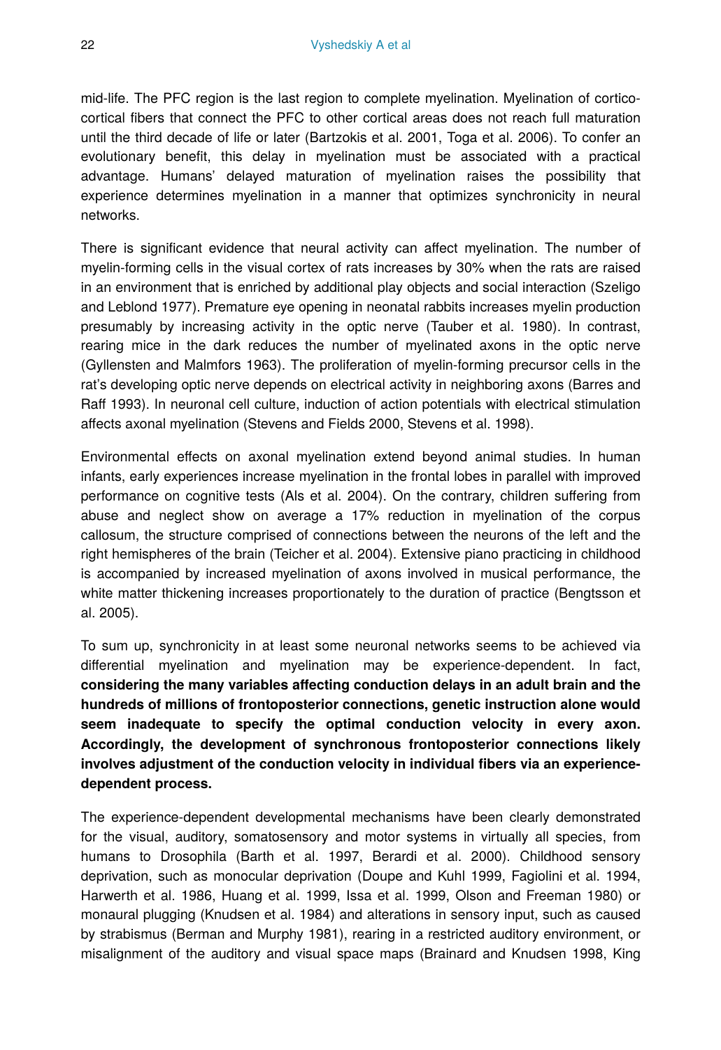mid-life. The PFC region is the last region to complete myelination. Myelination of cortico-cortical fibers that connect the PFC to other cortical areas does not reach full maturation until the third decade of life or later (Bartzokis et al. 2001, Toga et al. 2006). To confer an evolutionary benefit, this delay in myelination must be associated with a practical advantage. Humans' delayed maturation of myelination raises the possibility that experience determines myelination in a manner that optimizes synchronicity in neural networks.

There is significant evidence that neural activity can affect myelination. The number of myelin-forming cells in the visual cortex of rats increases by 30% when the rats are raised in an environment that is enriched by additional play objects and social interaction (Szeligo and Leblond 1977). Premature eye opening in neonatal rabbits increases myelin production presumably by increasing activity in the optic nerve (Tauber et al. 1980). In contrast, rearing mice in the dark reduces the number of myelinated axons in the optic nerve (Gyllensten and Malmfors 1963). The proliferation of myelin-forming precursor cells in the rat's developing optic nerve depends on electrical activity in neighboring axons (Barres and Raff 1993). In neuronal cell culture, induction of action potentials with electrical stimulation affects axonal myelination (Stevens and Fields 2000, Stevens et al. 1998).

Environmental effects on axonal myelination extend beyond animal studies. In human infants, early experiences increase myelination in the frontal lobes in parallel with improved performance on cognitive tests (Als et al. 2004). On the contrary, children suffering from abuse and neglect show on average a 17% reduction in myelination of the corpus callosum, the structure comprised of connections between the neurons of the left and the right hemispheres of the brain (Teicher et al. 2004). Extensive piano practicing in childhood is accompanied by increased myelination of axons involved in musical performance, the white matter thickening increases proportionately to the duration of practice (Bengtsson et al. 2005).

To sum up, synchronicity in at least some neuronal networks seems to be achieved via differential myelination and myelination may be experience-dependent. In fact, **considering the many variables affecting conduction delays in an adult brain and the hundreds of millions of frontoposterior connections, genetic instruction alone would seem inadequate to specify the optimal conduction velocity in every axon. Accordingly, the development of synchronous frontoposterior connections likely involves adjustment of the conduction velocity in individual fibers via an experience-dependent process.**

The experience-dependent developmental mechanisms have been clearly demonstrated for the visual, auditory, somatosensory and motor systems in virtually all species, from humans to Drosophila (Barth et al. 1997, Berardi et al. 2000). Childhood sensory deprivation, such as monocular deprivation (Doupe and Kuhl 1999, Fagiolini et al. 1994, Harwerth et al. 1986, Huang et al. 1999, Issa et al. 1999, Olson and Freeman 1980) or monaural plugging (Knudsen et al. 1984) and alterations in sensory input, such as caused by strabismus (Berman and Murphy 1981), rearing in a restricted auditory environment, or misalignment of the auditory and visual space maps (Brainard and Knudsen 1998, King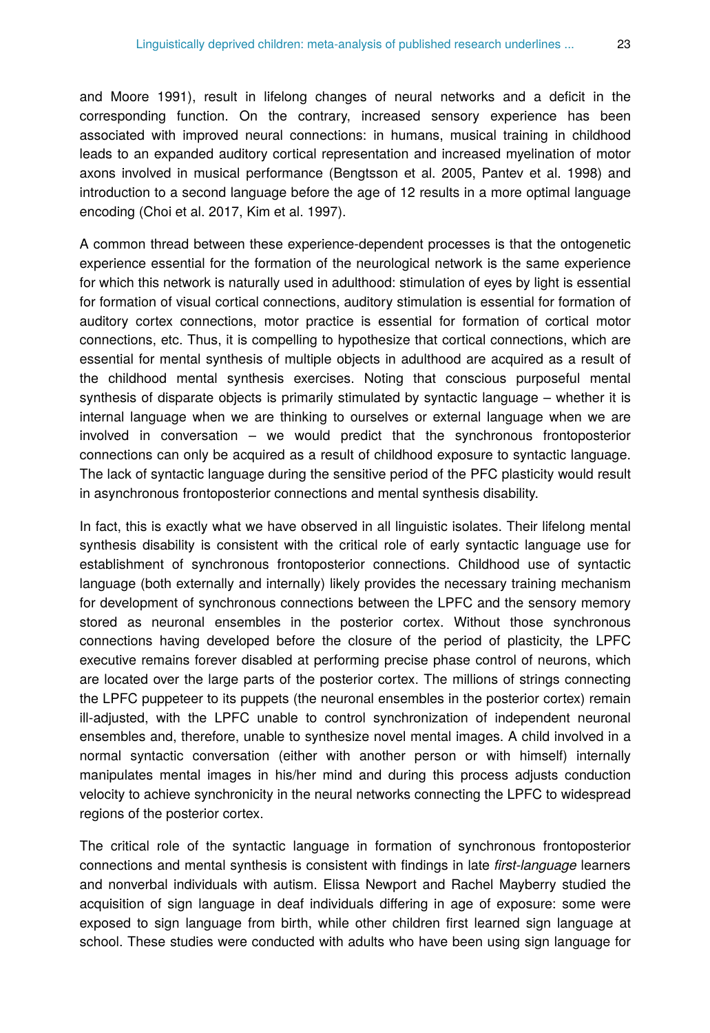and Moore 1991), result in lifelong changes of neural networks and a deficit in the corresponding function. On the contrary, increased sensory experience has been associated with improved neural connections: in humans, musical training in childhood leads to an expanded auditory cortical representation and increased myelination of motor axons involved in musical performance (Bengtsson et al. 2005, Pantev et al. 1998) and introduction to a second language before the age of 12 results in a more optimal language encoding (Choi et al. 2017, Kim et al. 1997).

A common thread between these experience-dependent processes is that the ontogenetic experience essential for the formation of the neurological network is the same experience for which this network is naturally used in adulthood: stimulation of eyes by light is essential for formation of visual cortical connections, auditory stimulation is essential for formation of auditory cortex connections, motor practice is essential for formation of cortical motor connections, etc. Thus, it is compelling to hypothesize that cortical connections, which are essential for mental synthesis of multiple objects in adulthood are acquired as a result of the childhood mental synthesis exercises. Noting that conscious purposeful mental synthesis of disparate objects is primarily stimulated by syntactic language – whether it is internal language when we are thinking to ourselves or external language when we are involved in conversation – we would predict that the synchronous frontoposterior connections can only be acquired as a result of childhood exposure to syntactic language. The lack of syntactic language during the sensitive period of the PFC plasticity would result in asynchronous frontoposterior connections and mental synthesis disability.

In fact, this is exactly what we have observed in all linguistic isolates. Their lifelong mental synthesis disability is consistent with the critical role of early syntactic language use for establishment of synchronous frontoposterior connections. Childhood use of syntactic language (both externally and internally) likely provides the necessary training mechanism for development of synchronous connections between the LPFC and the sensory memory stored as neuronal ensembles in the posterior cortex. Without those synchronous connections having developed before the closure of the period of plasticity, the LPFC executive remains forever disabled at performing precise phase control of neurons, which are located over the large parts of the posterior cortex. The millions of strings connecting the LPFC puppeteer to its puppets (the neuronal ensembles in the posterior cortex) remain ill-adjusted, with the LPFC unable to control synchronization of independent neuronal ensembles and, therefore, unable to synthesize novel mental images. A child involved in a normal syntactic conversation (either with another person or with himself) internally manipulates mental images in his/her mind and during this process adjusts conduction velocity to achieve synchronicity in the neural networks connecting the LPFC to widespread regions of the posterior cortex.

The critical role of the syntactic language in formation of synchronous frontoposterior connections and mental synthesis is consistent with findings in late *first-language* learners and nonverbal individuals with autism. Elissa Newport and Rachel Mayberry studied the acquisition of sign language in deaf individuals differing in age of exposure: some were exposed to sign language from birth, while other children first learned sign language at school. These studies were conducted with adults who have been using sign language for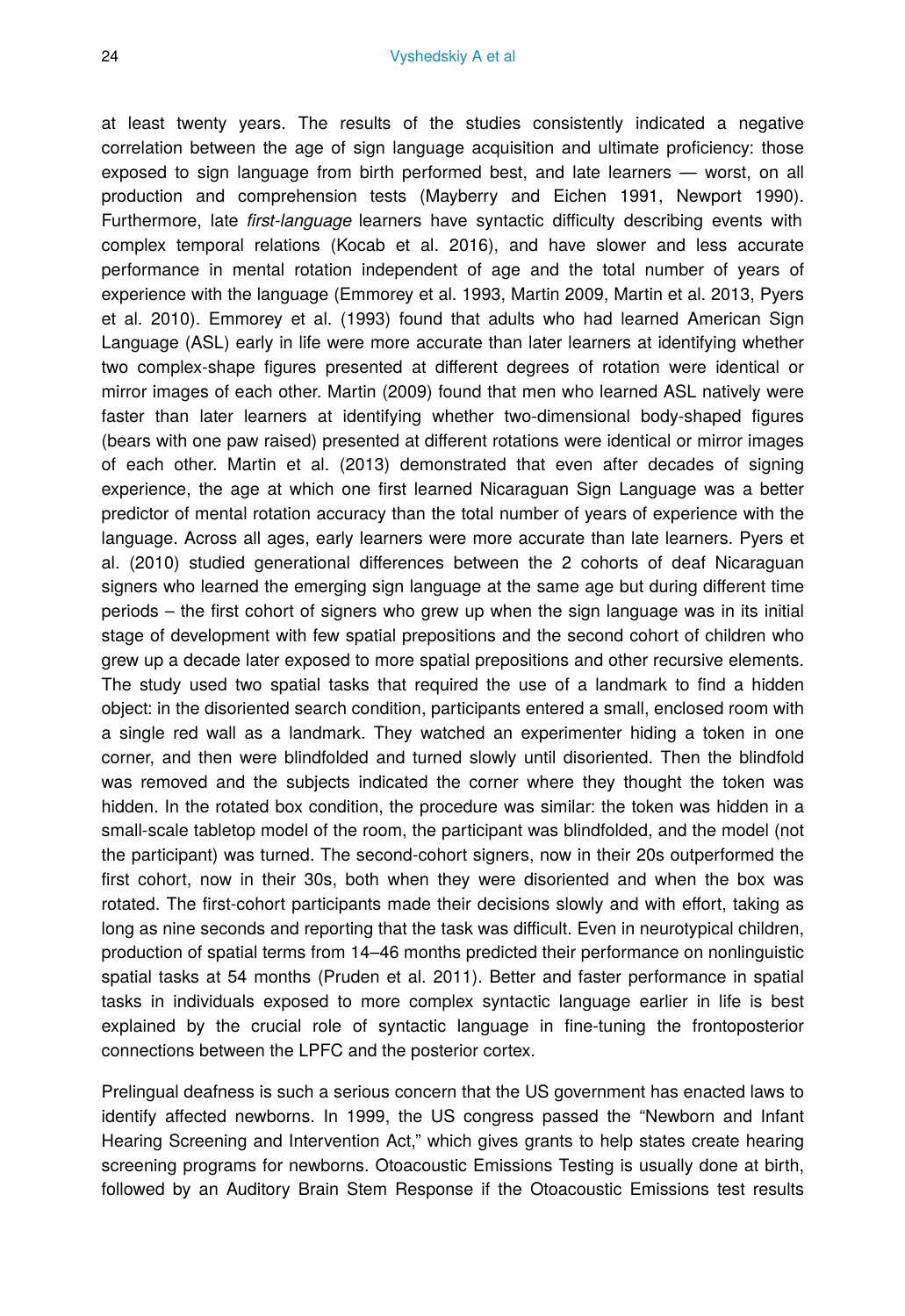at least twenty years. The results of the studies consistently indicated a negative correlation between the age of sign language acquisition and ultimate proficiency: those exposed to sign language from birth performed best, and late learners — worst, on all production and comprehension tests (Mayberry and Eichen 1991, Newport 1990). Furthermore, late *first-language* learners have syntactic difficulty describing events with complex temporal relations (Kocab et al. 2016), and have slower and less accurate performance in mental rotation independent of age and the total number of years of experience with the language (Emmorey et al. 1993, Martin 2009, Martin et al. 2013, Pyers et al. 2010). Emmorey et al. (1993) found that adults who had learned American Sign Language (ASL) early in life were more accurate than later learners at identifying whether two complex-shape figures presented at different degrees of rotation were identical or mirror images of each other. Martin (2009) found that men who learned ASL natively were faster than later learners at identifying whether two-dimensional body-shaped figures (bears with one paw raised) presented at different rotations were identical or mirror images of each other. Martin et al. (2013) demonstrated that even after decades of signing experience, the age at which one first learned Nicaraguan Sign Language was a better predictor of mental rotation accuracy than the total number of years of experience with the language. Across all ages, early learners were more accurate than late learners. Pyers et al. (2010) studied generational differences between the 2 cohorts of deaf Nicaraguan signers who learned the emerging sign language at the same age but during different time periods – the first cohort of signers who grew up when the sign language was in its initial stage of development with few spatial prepositions and the second cohort of children who grew up a decade later exposed to more spatial prepositions and other recursive elements. The study used two spatial tasks that required the use of a landmark to find a hidden object: in the disoriented search condition, participants entered a small, enclosed room with a single red wall as a landmark. They watched an experimenter hiding a token in one corner, and then were blindfolded and turned slowly until disoriented. Then the blindfold was removed and the subjects indicated the corner where they thought the token was hidden. In the rotated box condition, the procedure was similar: the token was hidden in a small-scale tabletop model of the room, the participant was blindfolded, and the model (not the participant) was turned. The second-cohort signers, now in their 20s outperformed the first cohort, now in their 30s, both when they were disoriented and when the box was rotated. The first-cohort participants made their decisions slowly and with effort, taking as long as nine seconds and reporting that the task was difficult. Even in neurotypical children, production of spatial terms from 14–46 months predicted their performance on nonlinguistic spatial tasks at 54 months (Pruden et al. 2011). Better and faster performance in spatial tasks in individuals exposed to more complex syntactic language earlier in life is best explained by the crucial role of syntactic language in fine-tuning the frontoposterior connections between the LPFC and the posterior cortex.

Prelingual deafness is such a serious concern that the US government has enacted laws to identify affected newborns. In 1999, the US congress passed the "Newborn and Infant Hearing Screening and Intervention Act," which gives grants to help states create hearing screening programs for newborns. Otoacoustic Emissions Testing is usually done at birth, followed by an Auditory Brain Stem Response if the Otoacoustic Emissions test results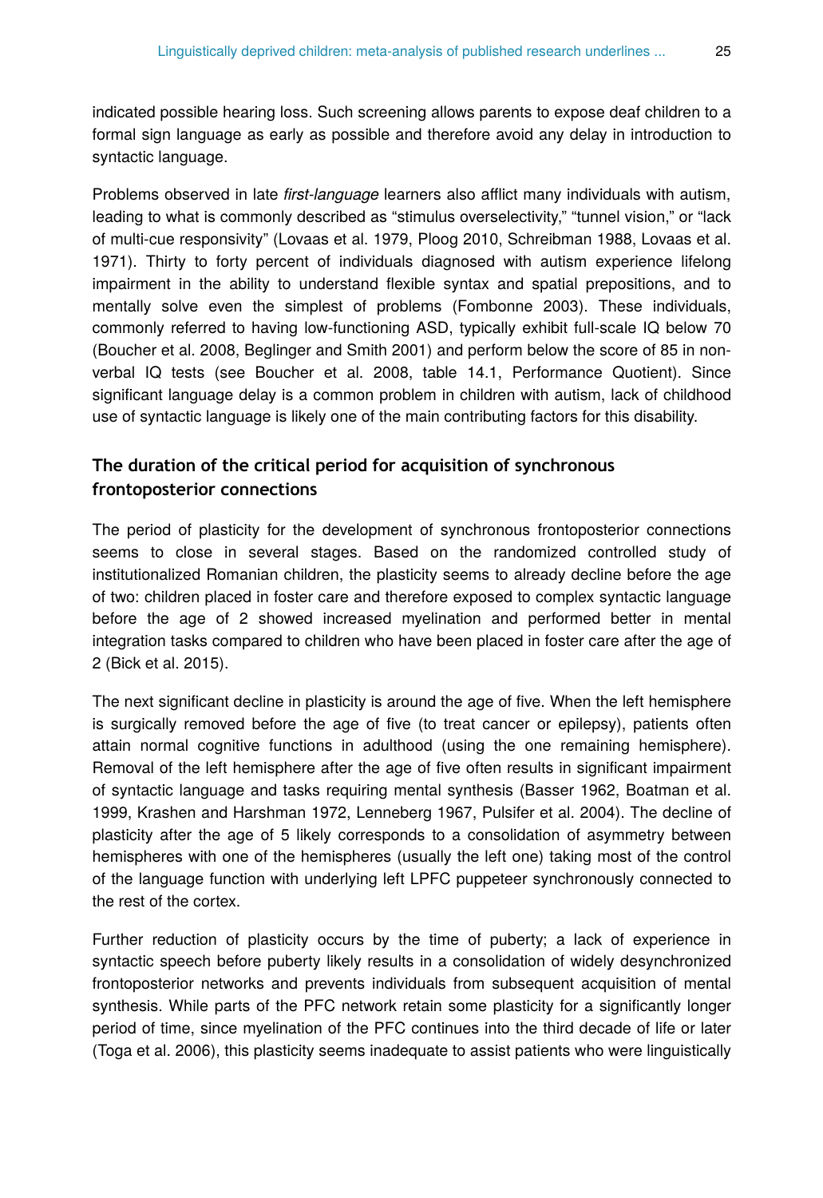indicated possible hearing loss. Such screening allows parents to expose deaf children to a formal sign language as early as possible and therefore avoid any delay in introduction to syntactic language.

Problems observed in late *first-language* learners also afflict many individuals with autism, leading to what is commonly described as "stimulus overselectivity," "tunnel vision," or "lack of multi-cue responsivity" (Lovaas et al. 1979, Ploog 2010, Schreibman 1988, Lovaas et al. 1971). Thirty to forty percent of individuals diagnosed with autism experience lifelong impairment in the ability to understand flexible syntax and spatial prepositions, and to mentally solve even the simplest of problems (Fombonne 2003). These individuals, commonly referred to having low-functioning ASD, typically exhibit full-scale IQ below 70 (Boucher et al. 2008, Beglinger and Smith 2001) and perform below the score of 85 in non-verbal IQ tests (see Boucher et al. 2008, table 14.1, Performance Quotient). Since significant language delay is a common problem in children with autism, lack of childhood use of syntactic language is likely one of the main contributing factors for this disability.

## The duration of the critical period for acquisition of synchronous frontoposterior connections

The period of plasticity for the development of synchronous frontoposterior connections seems to close in several stages. Based on the randomized controlled study of institutionalized Romanian children, the plasticity seems to already decline before the age of two: children placed in foster care and therefore exposed to complex syntactic language before the age of 2 showed increased myelination and performed better in mental integration tasks compared to children who have been placed in foster care after the age of 2 (Bick et al. 2015).

The next significant decline in plasticity is around the age of five. When the left hemisphere is surgically removed before the age of five (to treat cancer or epilepsy), patients often attain normal cognitive functions in adulthood (using the one remaining hemisphere). Removal of the left hemisphere after the age of five often results in significant impairment of syntactic language and tasks requiring mental synthesis (Basser 1962, Boatman et al. 1999, Krashen and Harshman 1972, Lenneberg 1967, Pulsifer et al. 2004). The decline of plasticity after the age of 5 likely corresponds to a consolidation of asymmetry between hemispheres with one of the hemispheres (usually the left one) taking most of the control of the language function with underlying left LPFC puppeteer synchronously connected to the rest of the cortex.

Further reduction of plasticity occurs by the time of puberty; a lack of experience in syntactic speech before puberty likely results in a consolidation of widely desynchronized frontoposterior networks and prevents individuals from subsequent acquisition of mental synthesis. While parts of the PFC network retain some plasticity for a significantly longer period of time, since myelination of the PFC continues into the third decade of life or later (Toga et al. 2006), this plasticity seems inadequate to assist patients who were linguistically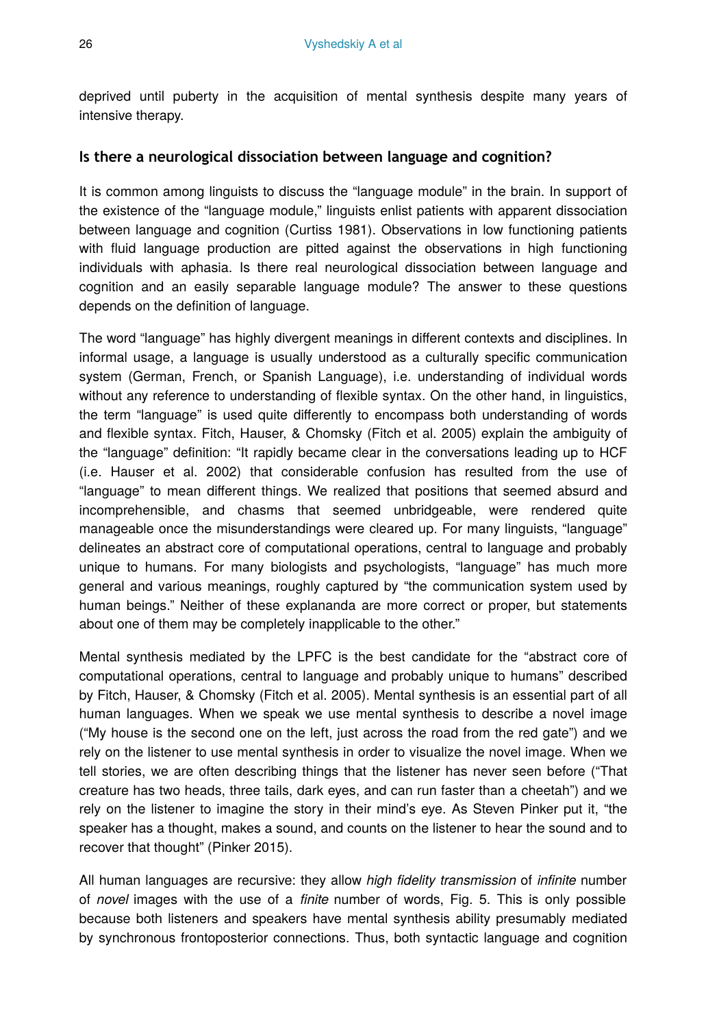deprived until puberty in the acquisition of mental synthesis despite many years of intensive therapy.

### Is there a neurological dissociation between language and cognition?

It is common among linguists to discuss the "language module" in the brain. In support of the existence of the "language module," linguists enlist patients with apparent dissociation between language and cognition (Curtiss 1981). Observations in low functioning patients with fluid language production are pitted against the observations in high functioning individuals with aphasia. Is there real neurological dissociation between language and cognition and an easily separable language module? The answer to these questions depends on the definition of language.

The word "language" has highly divergent meanings in different contexts and disciplines. In informal usage, a language is usually understood as a culturally specific communication system (German, French, or Spanish Language), i.e. understanding of individual words without any reference to understanding of flexible syntax. On the other hand, in linguistics, the term "language" is used quite differently to encompass both understanding of words and flexible syntax. Fitch, Hauser, & Chomsky (Fitch et al. 2005) explain the ambiguity of the "language" definition: "It rapidly became clear in the conversations leading up to HCF (i.e. Hauser et al. 2002) that considerable confusion has resulted from the use of "language" to mean different things. We realized that positions that seemed absurd and incomprehensible, and chasms that seemed unbridgeable, were rendered quite manageable once the misunderstandings were cleared up. For many linguists, "language" delineates an abstract core of computational operations, central to language and probably unique to humans. For many biologists and psychologists, "language" has much more general and various meanings, roughly captured by "the communication system used by human beings." Neither of these explananda are more correct or proper, but statements about one of them may be completely inapplicable to the other."

Mental synthesis mediated by the LPFC is the best candidate for the "abstract core of computational operations, central to language and probably unique to humans" described by Fitch, Hauser, & Chomsky (Fitch et al. 2005). Mental synthesis is an essential part of all human languages. When we speak we use mental synthesis to describe a novel image ("My house is the second one on the left, just across the road from the red gate") and we rely on the listener to use mental synthesis in order to visualize the novel image. When we tell stories, we are often describing things that the listener has never seen before ("That creature has two heads, three tails, dark eyes, and can run faster than a cheetah") and we rely on the listener to imagine the story in their mind's eye. As Steven Pinker put it, "the speaker has a thought, makes a sound, and counts on the listener to hear the sound and to recover that thought" (Pinker 2015).

All human languages are recursive: they allow *high fidelity transmission* of *infinite* number of *novel* images with the use of a *finite* number of words, Fig. 5. This is only possible because both listeners and speakers have mental synthesis ability presumably mediated by synchronous frontoposterior connections. Thus, both syntactic language and cognition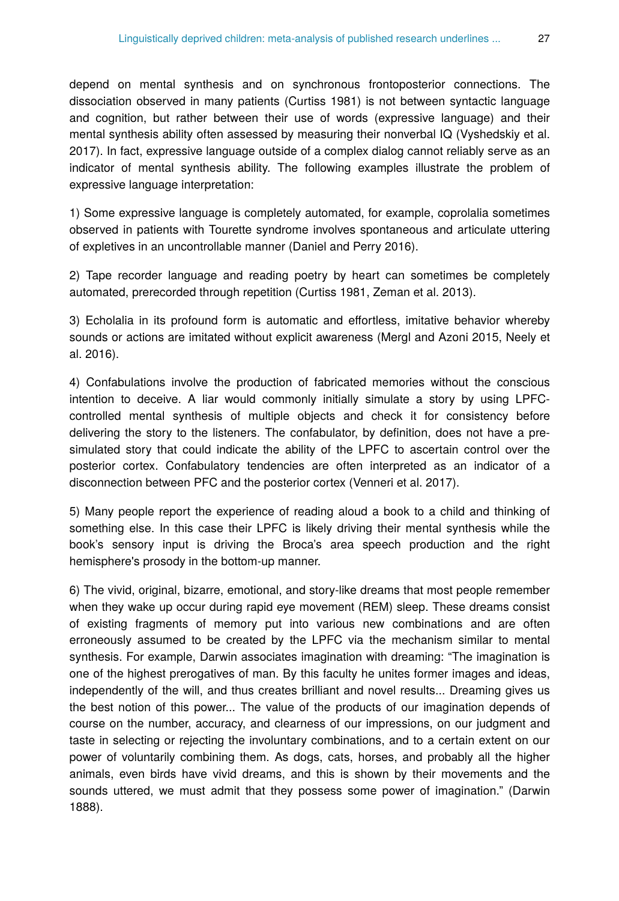depend on mental synthesis and on synchronous frontoposterior connections. The dissociation observed in many patients (Curtiss 1981) is not between syntactic language and cognition, but rather between their use of words (expressive language) and their mental synthesis ability often assessed by measuring their nonverbal IQ (Vyshedskiy et al. 2017). In fact, expressive language outside of a complex dialog cannot reliably serve as an indicator of mental synthesis ability. The following examples illustrate the problem of expressive language interpretation:

1) Some expressive language is completely automated, for example, coprolalia sometimes observed in patients with Tourette syndrome involves spontaneous and articulate uttering of expletives in an uncontrollable manner (Daniel and Perry 2016).

2) Tape recorder language and reading poetry by heart can sometimes be completely automated, prerecorded through repetition (Curtiss 1981, Zeman et al. 2013).

3) Echolalia in its profound form is automatic and effortless, imitative behavior whereby sounds or actions are imitated without explicit awareness (Mergl and Azoni 2015, Neely et al. 2016).

4) Confabulations involve the production of fabricated memories without the conscious intention to deceive. A liar would commonly initially simulate a story by using LPFC-controlled mental synthesis of multiple objects and check it for consistency before delivering the story to the listeners. The confabulator, by definition, does not have a pre-simulated story that could indicate the ability of the LPFC to ascertain control over the posterior cortex. Confabulatory tendencies are often interpreted as an indicator of a disconnection between PFC and the posterior cortex (Venneri et al. 2017).

5) Many people report the experience of reading aloud a book to a child and thinking of something else. In this case their LPFC is likely driving their mental synthesis while the book's sensory input is driving the Broca's area speech production and the right hemisphere's prosody in the bottom-up manner.

6) The vivid, original, bizarre, emotional, and story-like dreams that most people remember when they wake up occur during rapid eye movement (REM) sleep. These dreams consist of existing fragments of memory put into various new combinations and are often erroneously assumed to be created by the LPFC via the mechanism similar to mental synthesis. For example, Darwin associates imagination with dreaming: "The imagination is one of the highest prerogatives of man. By this faculty he unites former images and ideas, independently of the will, and thus creates brilliant and novel results... Dreaming gives us the best notion of this power... The value of the products of our imagination depends of course on the number, accuracy, and clearness of our impressions, on our judgment and taste in selecting or rejecting the involuntary combinations, and to a certain extent on our power of voluntarily combining them. As dogs, cats, horses, and probably all the higher animals, even birds have vivid dreams, and this is shown by their movements and the sounds uttered, we must admit that they possess some power of imagination." (Darwin 1888).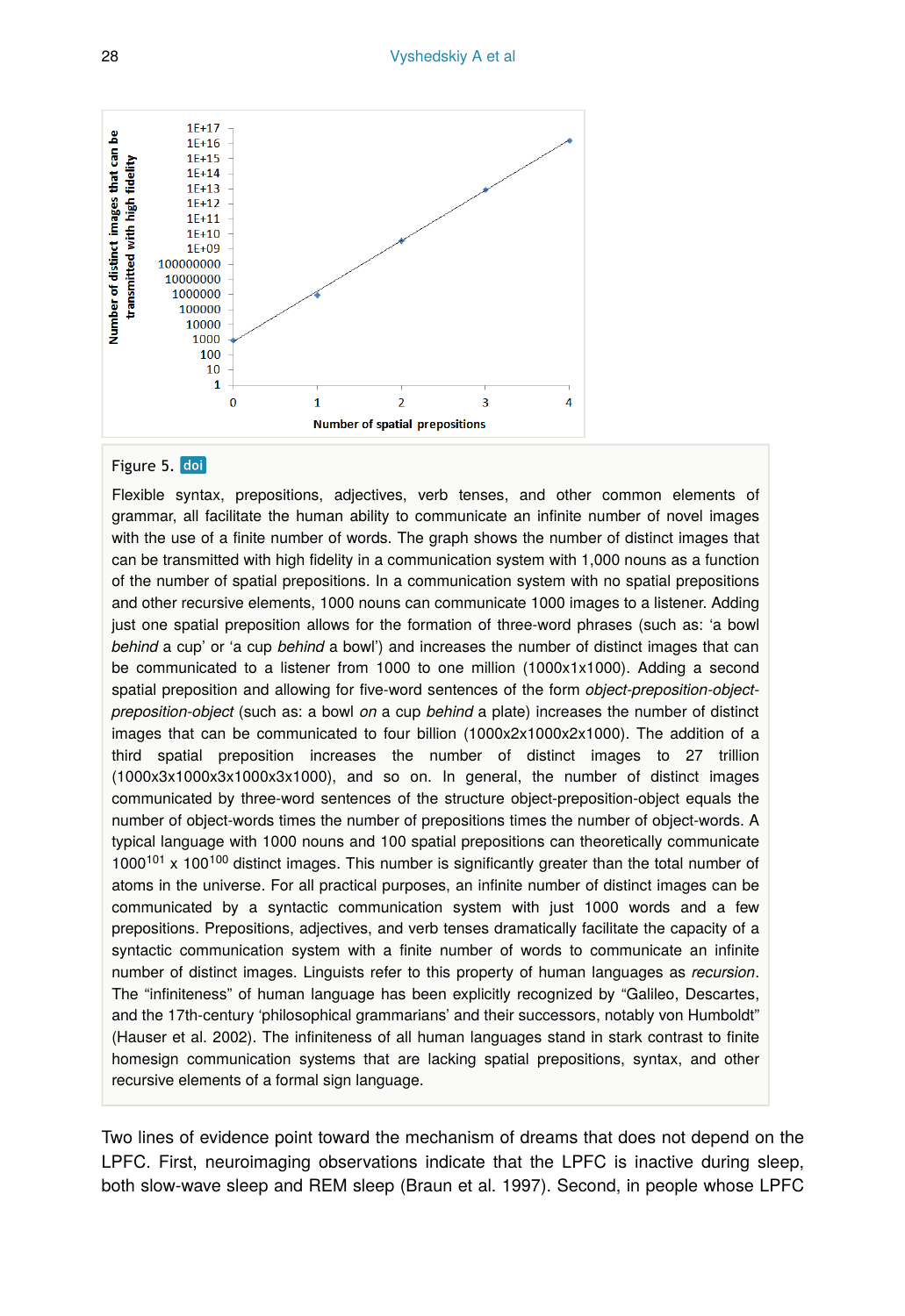Figure 5. doi

Flexible syntax, prepositions, adjectives, verb tenses, and other common elements of grammar, all facilitate the human ability to communicate an infinite number of novel images with the use of a finite number of words. The graph shows the number of distinct images that can be transmitted with high fidelity in a communication system with 1,000 nouns as a function of the number of spatial prepositions. In a communication system with no spatial prepositions and other recursive elements, 1000 nouns can communicate 1000 images to a listener. Adding just one spatial preposition allows for the formation of three-word phrases (such as: 'a bowl *behind* a cup' or 'a cup *behind* a bowl') and increases the number of distinct images that can be communicated to a listener from 1000 to one million (1000x1x1000). Adding a second spatial preposition and allowing for five-word sentences of the form *object-preposition-object-preposition-object* (such as: a bowl *on* a cup *behind* a plate) increases the number of distinct images that can be communicated to four billion (1000x2x1000x2x1000). The addition of a third spatial preposition increases the number of distinct images to 27 trillion (1000x3x1000x3x1000x3x1000), and so on. In general, the number of distinct images communicated by three-word sentences of the structure object-preposition-object equals the number of object-words times the number of prepositions times the number of object-words. A typical language with 1000 nouns and 100 spatial prepositions can theoretically communicate $1000^{101}$ x $100^{100}$ distinct images. This number is significantly greater than the total number of atoms in the universe. For all practical purposes, an infinite number of distinct images can be communicated by a syntactic communication system with just 1000 words and a few prepositions. Prepositions, adjectives, and verb tenses dramatically facilitate the capacity of a syntactic communication system with a finite number of words to communicate an infinite number of distinct images. Linguists refer to this property of human languages as *recursion*. The "infiniteness" of human language has been explicitly recognized by "Galileo, Descartes, and the 17th-century 'philosophical grammarians' and their successors, notably von Humboldt" (Hauser et al. 2002). The infiniteness of all human languages stand in stark contrast to finite homesign communication systems that are lacking spatial prepositions, syntax, and other recursive elements of a formal sign language.

Two lines of evidence point toward the mechanism of dreams that does not depend on the LPFC. First, neuroimaging observations indicate that the LPFC is inactive during sleep, both slow-wave sleep and REM sleep (Braun et al. 1997). Second, in people whose LPFC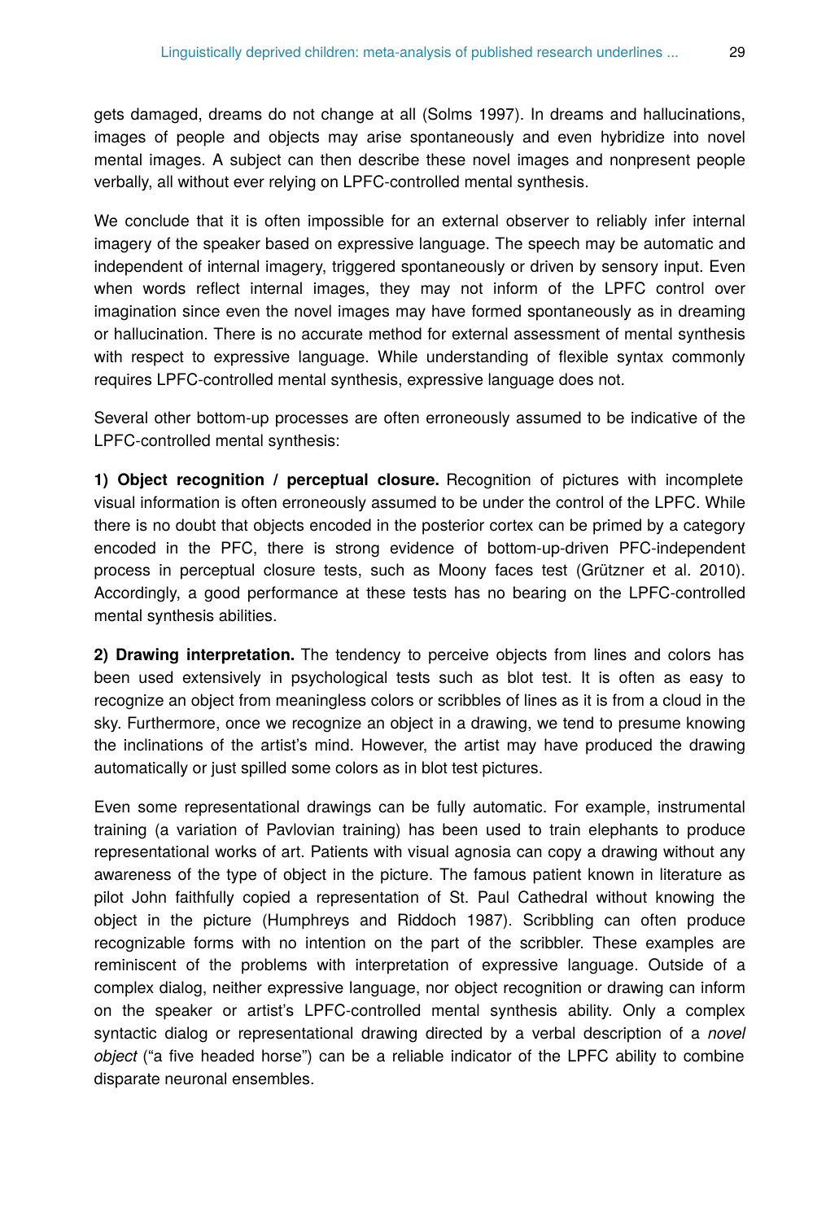gets damaged, dreams do not change at all (Solms 1997). In dreams and hallucinations, images of people and objects may arise spontaneously and even hybridize into novel mental images. A subject can then describe these novel images and nonpresent people verbally, all without ever relying on LPFC-controlled mental synthesis.

We conclude that it is often impossible for an external observer to reliably infer internal imagery of the speaker based on expressive language. The speech may be automatic and independent of internal imagery, triggered spontaneously or driven by sensory input. Even when words reflect internal images, they may not inform of the LPFC control over imagination since even the novel images may have formed spontaneously as in dreaming or hallucination. There is no accurate method for external assessment of mental synthesis with respect to expressive language. While understanding of flexible syntax commonly requires LPFC-controlled mental synthesis, expressive language does not.

Several other bottom-up processes are often erroneously assumed to be indicative of the LPFC-controlled mental synthesis:

**1) Object recognition / perceptual closure.** Recognition of pictures with incomplete visual information is often erroneously assumed to be under the control of the LPFC. While there is no doubt that objects encoded in the posterior cortex can be primed by a category encoded in the PFC, there is strong evidence of bottom-up-driven PFC-independent process in perceptual closure tests, such as Moony faces test (Grützner et al. 2010). Accordingly, a good performance at these tests has no bearing on the LPFC-controlled mental synthesis abilities.

**2) Drawing interpretation.** The tendency to perceive objects from lines and colors has been used extensively in psychological tests such as blot test. It is often as easy to recognize an object from meaningless colors or scribbles of lines as it is from a cloud in the sky. Furthermore, once we recognize an object in a drawing, we tend to presume knowing the inclinations of the artist's mind. However, the artist may have produced the drawing automatically or just spilled some colors as in blot test pictures.

Even some representational drawings can be fully automatic. For example, instrumental training (a variation of Pavlovian training) has been used to train elephants to produce representational works of art. Patients with visual agnosia can copy a drawing without any awareness of the type of object in the picture. The famous patient known in literature as pilot John faithfully copied a representation of St. Paul Cathedral without knowing the object in the picture (Humphreys and Riddoch 1987). Scribbling can often produce recognizable forms with no intention on the part of the scribbler. These examples are reminiscent of the problems with interpretation of expressive language. Outside of a complex dialog, neither expressive language, nor object recognition or drawing can inform on the speaker or artist's LPFC-controlled mental synthesis ability. Only a complex syntactic dialog or representational drawing directed by a verbal description of a *novel object* ("a five headed horse") can be a reliable indicator of the LPFC ability to combine disparate neuronal ensembles.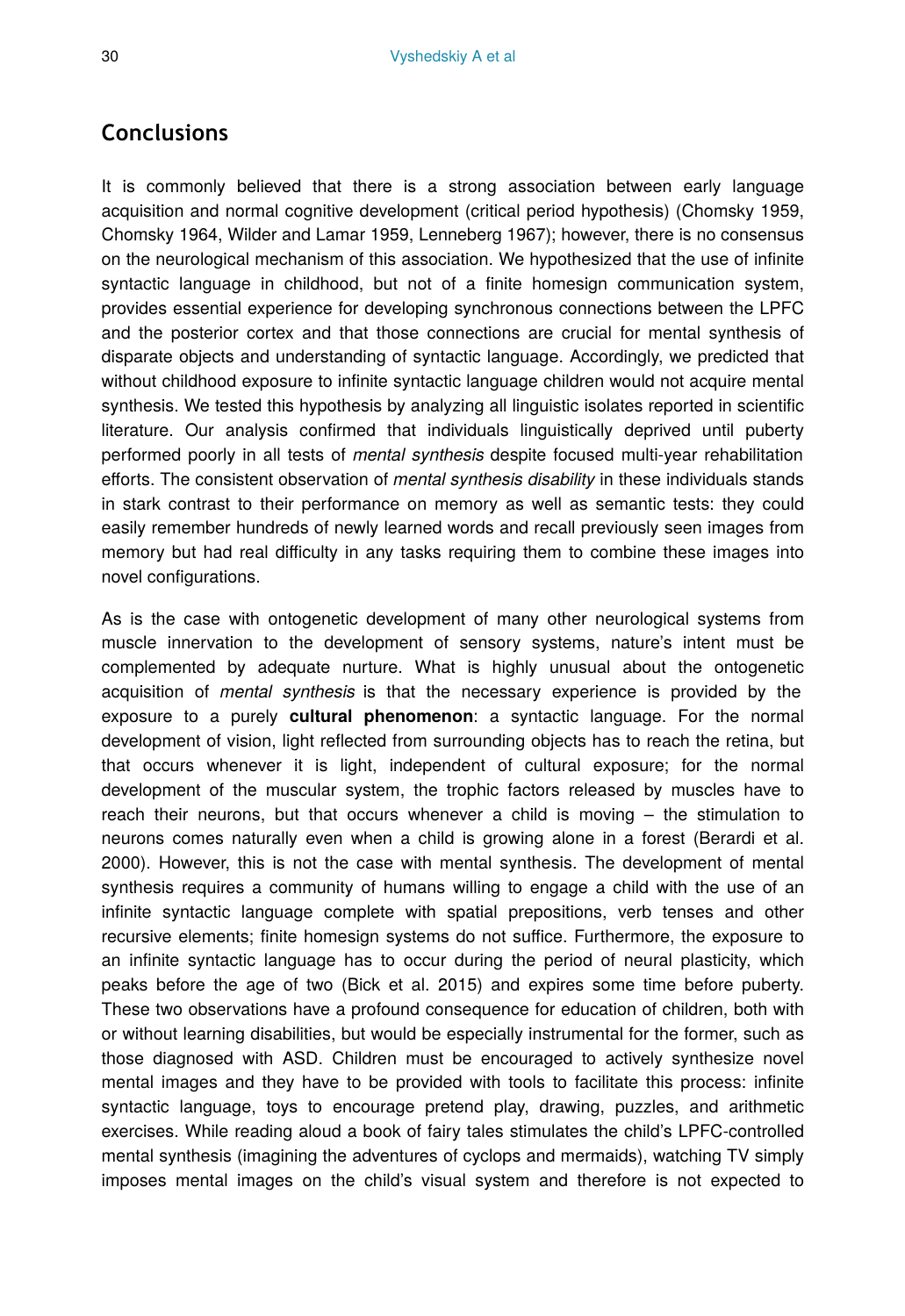## Conclusions

It is commonly believed that there is a strong association between early language acquisition and normal cognitive development (critical period hypothesis) (Chomsky 1959, Chomsky 1964, Wilder and Lamar 1959, Lenneberg 1967); however, there is no consensus on the neurological mechanism of this association. We hypothesized that the use of infinite syntactic language in childhood, but not of a finite homesign communication system, provides essential experience for developing synchronous connections between the LPFC and the posterior cortex and that those connections are crucial for mental synthesis of disparate objects and understanding of syntactic language. Accordingly, we predicted that without childhood exposure to infinite syntactic language children would not acquire mental synthesis. We tested this hypothesis by analyzing all linguistic isolates reported in scientific literature. Our analysis confirmed that individuals linguistically deprived until puberty performed poorly in all tests of *mental synthesis* despite focused multi-year rehabilitation efforts. The consistent observation of *mental synthesis disability* in these individuals stands in stark contrast to their performance on memory as well as semantic tests: they could easily remember hundreds of newly learned words and recall previously seen images from memory but had real difficulty in any tasks requiring them to combine these images into novel configurations.

As is the case with ontogenetic development of many other neurological systems from muscle innervation to the development of sensory systems, nature's intent must be complemented by adequate nurture. What is highly unusual about the ontogenetic acquisition of *mental synthesis* is that the necessary experience is provided by the exposure to a purely **cultural phenomenon**: a syntactic language. For the normal development of vision, light reflected from surrounding objects has to reach the retina, but that occurs whenever it is light, independent of cultural exposure; for the normal development of the muscular system, the trophic factors released by muscles have to reach their neurons, but that occurs whenever a child is moving – the stimulation to neurons comes naturally even when a child is growing alone in a forest (Berardi et al. 2000). However, this is not the case with mental synthesis. The development of mental synthesis requires a community of humans willing to engage a child with the use of an infinite syntactic language complete with spatial prepositions, verb tenses and other recursive elements; finite homesign systems do not suffice. Furthermore, the exposure to an infinite syntactic language has to occur during the period of neural plasticity, which peaks before the age of two (Bick et al. 2015) and expires some time before puberty. These two observations have a profound consequence for education of children, both with or without learning disabilities, but would be especially instrumental for the former, such as those diagnosed with ASD. Children must be encouraged to actively synthesize novel mental images and they have to be provided with tools to facilitate this process: infinite syntactic language, toys to encourage pretend play, drawing, puzzles, and arithmetic exercises. While reading aloud a book of fairy tales stimulates the child's LPFC-controlled mental synthesis (imagining the adventures of cyclops and mermaids), watching TV simply imposes mental images on the child's visual system and therefore is not expected to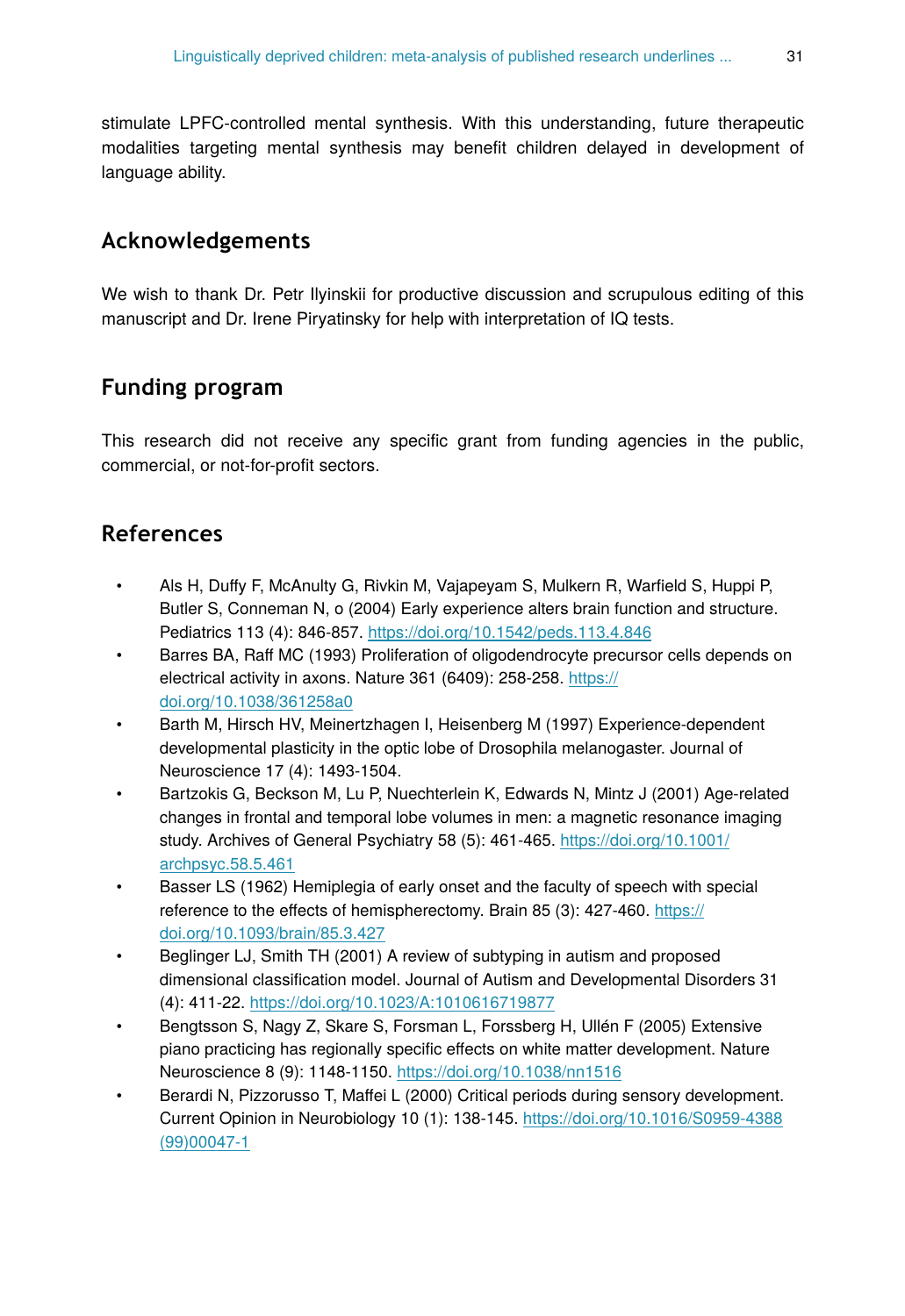stimulate LPFC-controlled mental synthesis. With this understanding, future therapeutic modalities targeting mental synthesis may benefit children delayed in development of language ability.

## Acknowledgements

We wish to thank Dr. Petr Ilyinskii for productive discussion and scrupulous editing of this manuscript and Dr. Irene Piryatinsky for help with interpretation of IQ tests.

## Funding program

This research did not receive any specific grant from funding agencies in the public, commercial, or not-for-profit sectors.

## References

- Als H, Duffy F, McAnulty G, Rivkin M, Vajapeyam S, Mulkern R, Warfield S, Huppi P, Butler S, Conneman N, o (2004) Early experience alters brain function and structure. Pediatrics 113 (4): 846-857. https://doi.org/10.1542/peds.113.4.846
- Barres BA, Raff MC (1993) Proliferation of oligodendrocyte precursor cells depends on electrical activity in axons. Nature 361 (6409): 258-258. https://doi.org/10.1038/361258a0
- Barth M, Hirsch HV, Meinertzhagen I, Heisenberg M (1997) Experience-dependent developmental plasticity in the optic lobe of Drosophila melanogaster. Journal of Neuroscience 17 (4): 1493-1504.
- Bartzokis G, Beckson M, Lu P, Nuechterlein K, Edwards N, Mintz J (2001) Age-related changes in frontal and temporal lobe volumes in men: a magnetic resonance imaging study. Archives of General Psychiatry 58 (5): 461-465. https://doi.org/10.1001/archpsyc.58.5.461
- Basser LS (1962) Hemiplegia of early onset and the faculty of speech with special reference to the effects of hemispherectomy. Brain 85 (3): 427-460. https://doi.org/10.1093/brain/85.3.427
- Beglinger LJ, Smith TH (2001) A review of subtyping in autism and proposed dimensional classification model. Journal of Autism and Developmental Disorders 31 (4): 411-22. https://doi.org/10.1023/A:1010616719877
- Bengtsson S, Nagy Z, Skare S, Forsman L, Forssberg H, Ullén F (2005) Extensive piano practicing has regionally specific effects on white matter development. Nature Neuroscience 8 (9): 1148-1150. https://doi.org/10.1038/nn1516
- Berardi N, Pizzorusso T, Maffei L (2000) Critical periods during sensory development. Current Opinion in Neurobiology 10 (1): 138-145. https://doi.org/10.1016/S0959-4388(99)00047-1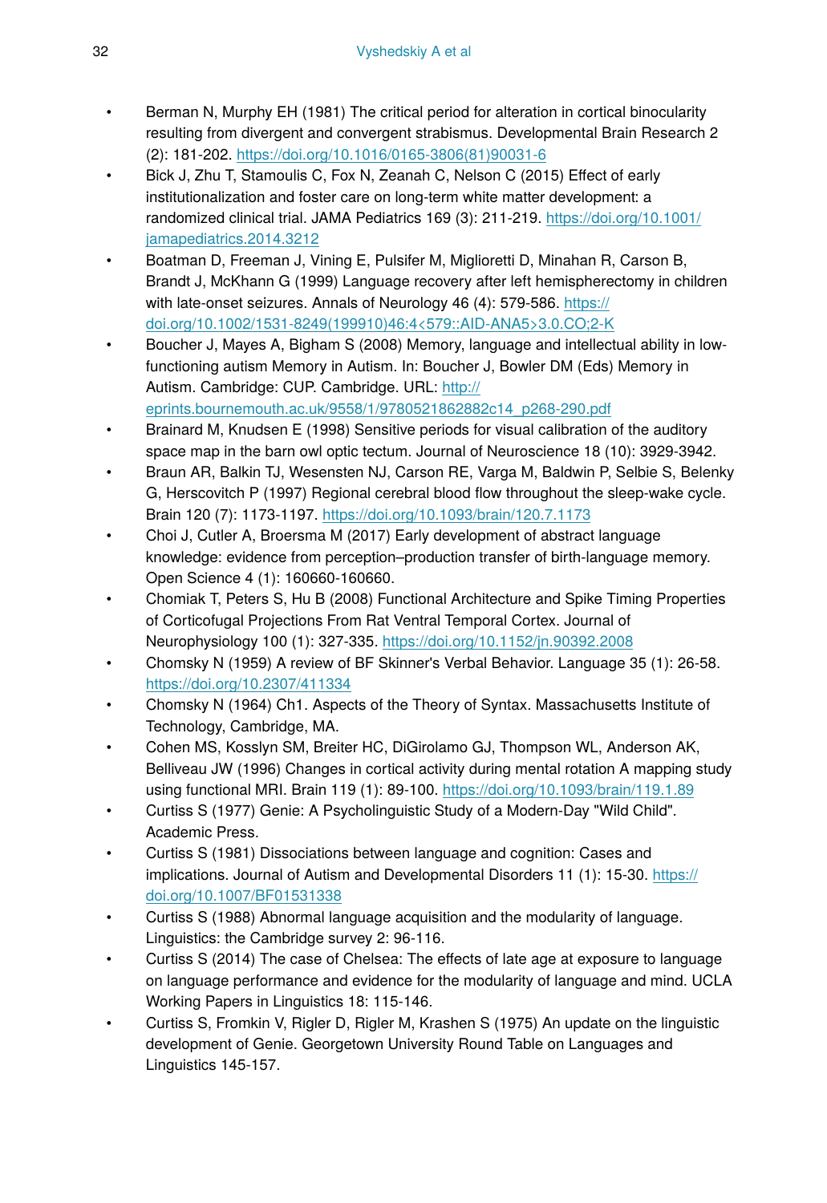- Berman N, Murphy EH (1981) The critical period for alteration in cortical binocularity resulting from divergent and convergent strabismus. Developmental Brain Research 2 (2): 181-202. https://doi.org/10.1016/0165-3806(81)90031-6
- Bick J, Zhu T, Stamoulis C, Fox N, Zeanah C, Nelson C (2015) Effect of early institutionalization and foster care on long-term white matter development: a randomized clinical trial. JAMA Pediatrics 169 (3): 211-219. https://doi.org/10.1001/jamapediatrics.2014.3212
- Boatman D, Freeman J, Vining E, Pulsifer M, Miglioretti D, Minahan R, Carson B, Brandt J, McKhann G (1999) Language recovery after left hemispherectomy in children with late-onset seizures. Annals of Neurology 46 (4): 579-586. https://doi.org/10.1002/1531-8249(199910)46:4<579::AID-ANA5>3.0.CO;2-K
- Boucher J, Mayes A, Bigham S (2008) Memory, language and intellectual ability in low-functioning autism Memory in Autism. In: Boucher J, Bowler DM (Eds) Memory in Autism. Cambridge: CUP. Cambridge. URL: http://eprints.bournemouth.ac.uk/9558/1/9780521862882c14_p268-290.pdf
- Brainard M, Knudsen E (1998) Sensitive periods for visual calibration of the auditory space map in the barn owl optic tectum. Journal of Neuroscience 18 (10): 3929-3942.
- Braun AR, Balkin TJ, Wesensten NJ, Carson RE, Varga M, Baldwin P, Selbie S, Belenky G, Herscovitch P (1997) Regional cerebral blood flow throughout the sleep-wake cycle. Brain 120 (7): 1173-1197. https://doi.org/10.1093/brain/120.7.1173
- Choi J, Cutler A, Broersma M (2017) Early development of abstract language knowledge: evidence from perception–production transfer of birth-language memory. Open Science 4 (1): 160660-160660.
- Chomiak T, Peters S, Hu B (2008) Functional Architecture and Spike Timing Properties of Corticofugal Projections From Rat Ventral Temporal Cortex. Journal of Neurophysiology 100 (1): 327-335. https://doi.org/10.1152/jn.90392.2008
- Chomsky N (1959) A review of BF Skinner's Verbal Behavior. Language 35 (1): 26-58. https://doi.org/10.2307/411334
- Chomsky N (1964) Ch1. Aspects of the Theory of Syntax. Massachusetts Institute of Technology, Cambridge, MA.
- Cohen MS, Kosslyn SM, Breiter HC, DiGirolamo GJ, Thompson WL, Anderson AK, Belliveau JW (1996) Changes in cortical activity during mental rotation A mapping study using functional MRI. Brain 119 (1): 89-100. https://doi.org/10.1093/brain/119.1.89
- Curtiss S (1977) Genie: A Psycholinguistic Study of a Modern-Day "Wild Child". Academic Press.
- Curtiss S (1981) Dissociations between language and cognition: Cases and implications. Journal of Autism and Developmental Disorders 11 (1): 15-30. https://doi.org/10.1007/BF01531338
- Curtiss S (1988) Abnormal language acquisition and the modularity of language. Linguistics: the Cambridge survey 2: 96-116.
- Curtiss S (2014) The case of Chelsea: The effects of late age at exposure to language on language performance and evidence for the modularity of language and mind. UCLA Working Papers in Linguistics 18: 115-146.
- Curtiss S, Fromkin V, Rigler D, Rigler M, Krashen S (1975) An update on the linguistic development of Genie. Georgetown University Round Table on Languages and Linguistics 145-157.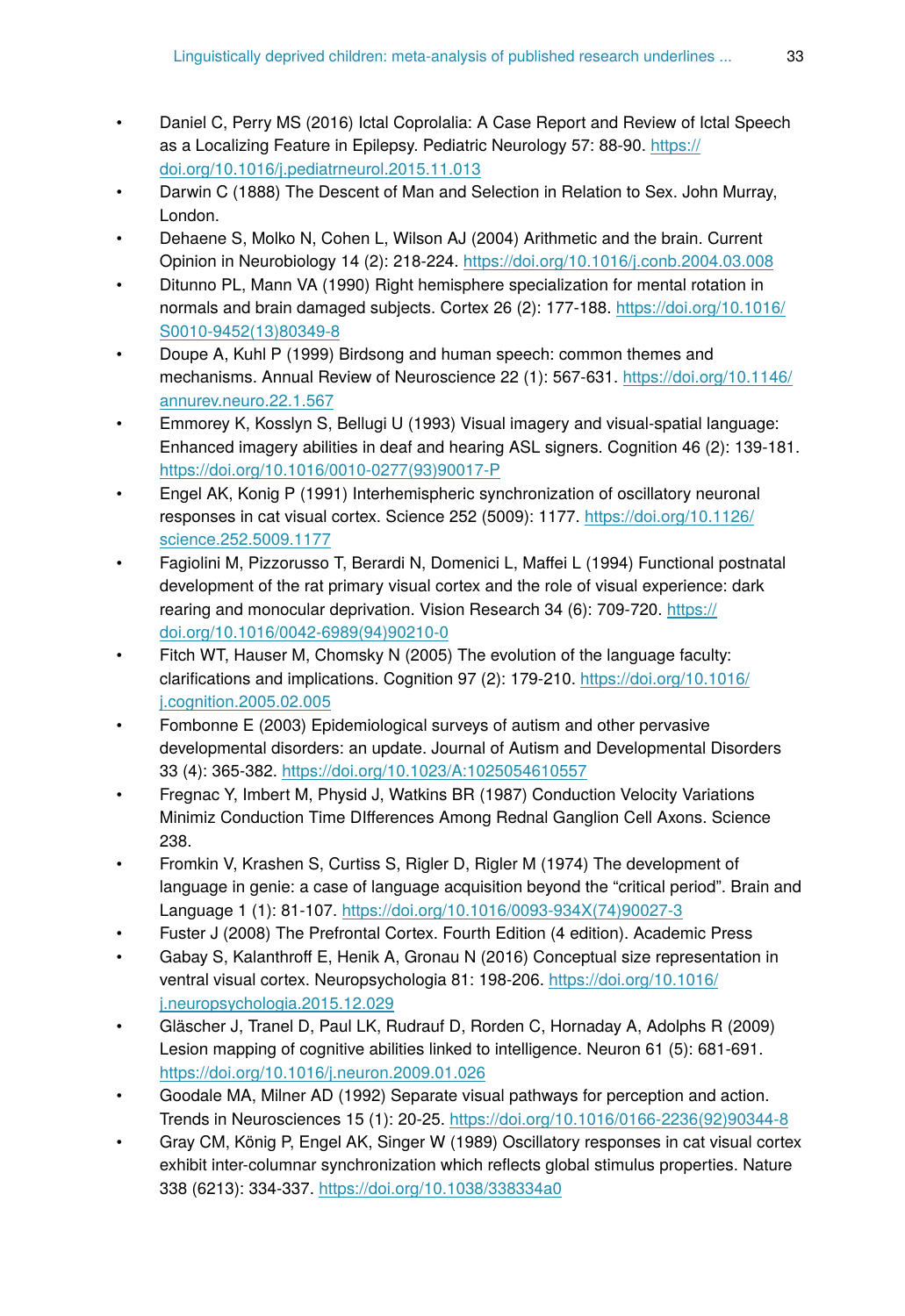- Daniel C, Perry MS (2016) Ictal Coprolalia: A Case Report and Review of Ictal Speech as a Localizing Feature in Epilepsy. Pediatric Neurology 57: 88-90. https://doi.org/10.1016/j.pediatrneurol.2015.11.013
- Darwin C (1888) The Descent of Man and Selection in Relation to Sex. John Murray, London.
- Dehaene S, Molko N, Cohen L, Wilson AJ (2004) Arithmetic and the brain. Current Opinion in Neurobiology 14 (2): 218-224. https://doi.org/10.1016/j.conb.2004.03.008
- Ditunno PL, Mann VA (1990) Right hemisphere specialization for mental rotation in normals and brain damaged subjects. Cortex 26 (2): 177-188. https://doi.org/10.1016/S0010-9452(13)80349-8
- Doupe A, Kuhl P (1999) Birdsong and human speech: common themes and mechanisms. Annual Review of Neuroscience 22 (1): 567-631. https://doi.org/10.1146/annurev.neuro.22.1.567
- Emmorey K, Kosslyn S, Bellugi U (1993) Visual imagery and visual-spatial language: Enhanced imagery abilities in deaf and hearing ASL signers. Cognition 46 (2): 139-181. https://doi.org/10.1016/0010-0277(93)90017-P
- Engel AK, Konig P (1991) Interhemispheric synchronization of oscillatory neuronal responses in cat visual cortex. Science 252 (5009): 1177. https://doi.org/10.1126/science.252.5009.1177
- Fagiolini M, Pizzorusso T, Berardi N, Domenici L, Maffei L (1994) Functional postnatal development of the rat primary visual cortex and the role of visual experience: dark rearing and monocular deprivation. Vision Research 34 (6): 709-720. https://doi.org/10.1016/0042-6989(94)90210-0
- Fitch WT, Hauser M, Chomsky N (2005) The evolution of the language faculty: clarifications and implications. Cognition 97 (2): 179-210. https://doi.org/10.1016/j.cognition.2005.02.005
- Fombonne E (2003) Epidemiological surveys of autism and other pervasive developmental disorders: an update. Journal of Autism and Developmental Disorders 33 (4): 365-382. https://doi.org/10.1023/A:1025054610557
- Fregnac Y, Imbert M, Physid J, Watkins BR (1987) Conduction Velocity Variations Minimiz Conduction Time DIfferences Among Rednal Ganglion Cell Axons. Science 238.
- Fromkin V, Krashen S, Curtiss S, Rigler D, Rigler M (1974) The development of language in genie: a case of language acquisition beyond the "critical period". Brain and Language 1 (1): 81-107. https://doi.org/10.1016/0093-934X(74)90027-3
- Fuster J (2008) The Prefrontal Cortex. Fourth Edition (4 edition). Academic Press
- Gabay S, Kalanthroff E, Henik A, Gronau N (2016) Conceptual size representation in ventral visual cortex. Neuropsychologia 81: 198-206. https://doi.org/10.1016/j.neuropsychologia.2015.12.029
- Gläscher J, Tranel D, Paul LK, Rudrauf D, Rorden C, Hornaday A, Adolphs R (2009) Lesion mapping of cognitive abilities linked to intelligence. Neuron 61 (5): 681-691. https://doi.org/10.1016/j.neuron.2009.01.026
- Goodale MA, Milner AD (1992) Separate visual pathways for perception and action. Trends in Neurosciences 15 (1): 20-25. https://doi.org/10.1016/0166-2236(92)90344-8
- Gray CM, König P, Engel AK, Singer W (1989) Oscillatory responses in cat visual cortex exhibit inter-columnar synchronization which reflects global stimulus properties. Nature 338 (6213): 334-337. https://doi.org/10.1038/338334a0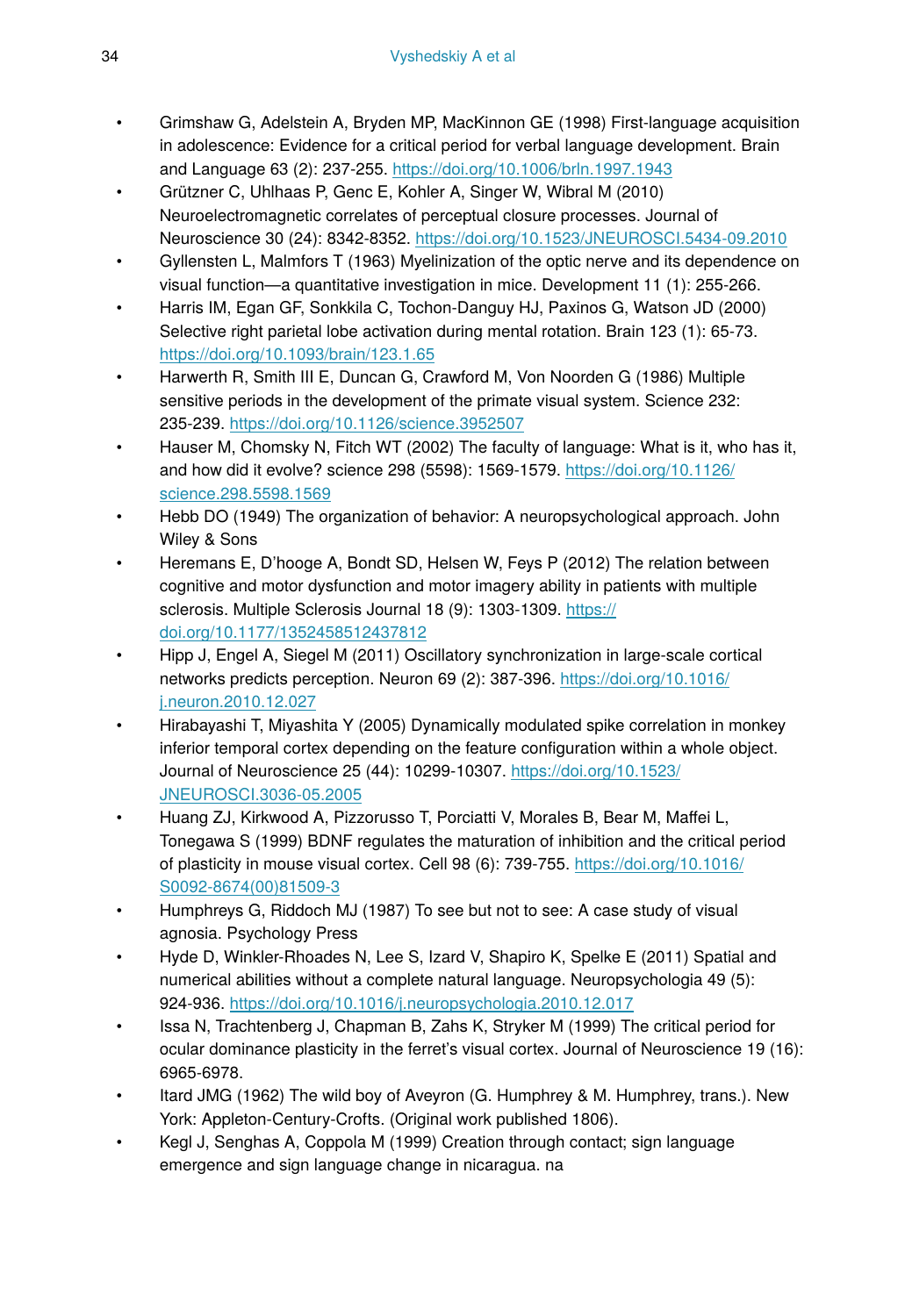- Grimshaw G, Adelstein A, Bryden MP, MacKinnon GE (1998) First-language acquisition in adolescence: Evidence for a critical period for verbal language development. Brain and Language 63 (2): 237-255. https://doi.org/10.1006/brln.1997.1943
- Grützner C, Uhlhaas P, Genc E, Kohler A, Singer W, Wibral M (2010) Neuroelectromagnetic correlates of perceptual closure processes. Journal of Neuroscience 30 (24): 8342-8352. https://doi.org/10.1523/JNEUROSCI.5434-09.2010
- Gyllensten L, Malmfors T (1963) Myelinization of the optic nerve and its dependence on visual function—a quantitative investigation in mice. Development 11 (1): 255-266.
- Harris IM, Egan GF, Sonkkila C, Tochon-Danguy HJ, Paxinos G, Watson JD (2000) Selective right parietal lobe activation during mental rotation. Brain 123 (1): 65-73. https://doi.org/10.1093/brain/123.1.65
- Harwerth R, Smith III E, Duncan G, Crawford M, Von Noorden G (1986) Multiple sensitive periods in the development of the primate visual system. Science 232: 235-239. https://doi.org/10.1126/science.3952507
- Hauser M, Chomsky N, Fitch WT (2002) The faculty of language: What is it, who has it, and how did it evolve? science 298 (5598): 1569-1579. https://doi.org/10.1126/science.298.5598.1569
- Hebb DO (1949) The organization of behavior: A neuropsychological approach. John Wiley & Sons
- Heremans E, D'hooge A, Bondt SD, Helsen W, Feys P (2012) The relation between cognitive and motor dysfunction and motor imagery ability in patients with multiple sclerosis. Multiple Sclerosis Journal 18 (9): 1303-1309. https://doi.org/10.1177/1352458512437812
- Hipp J, Engel A, Siegel M (2011) Oscillatory synchronization in large-scale cortical networks predicts perception. Neuron 69 (2): 387-396. https://doi.org/10.1016/j.neuron.2010.12.027
- Hirabayashi T, Miyashita Y (2005) Dynamically modulated spike correlation in monkey inferior temporal cortex depending on the feature configuration within a whole object. Journal of Neuroscience 25 (44): 10299-10307. https://doi.org/10.1523/JNEUROSCI.3036-05.2005
- Huang ZJ, Kirkwood A, Pizzorusso T, Porciatti V, Morales B, Bear M, Maffei L, Tonegawa S (1999) BDNF regulates the maturation of inhibition and the critical period of plasticity in mouse visual cortex. Cell 98 (6): 739-755. https://doi.org/10.1016/S0092-8674(00)81509-3
- Humphreys G, Riddoch MJ (1987) To see but not to see: A case study of visual agnosia. Psychology Press
- Hyde D, Winkler-Rhoades N, Lee S, Izard V, Shapiro K, Spelke E (2011) Spatial and numerical abilities without a complete natural language. Neuropsychologia 49 (5): 924-936. https://doi.org/10.1016/j.neuropsychologia.2010.12.017
- Issa N, Trachtenberg J, Chapman B, Zahs K, Stryker M (1999) The critical period for ocular dominance plasticity in the ferret's visual cortex. Journal of Neuroscience 19 (16): 6965-6978.
- Itard JMG (1962) The wild boy of Aveyron (G. Humphrey & M. Humphrey, trans.). New York: Appleton-Century-Crofts. (Original work published 1806).
- Kegl J, Senghas A, Coppola M (1999) Creation through contact; sign language emergence and sign language change in nicaragua. na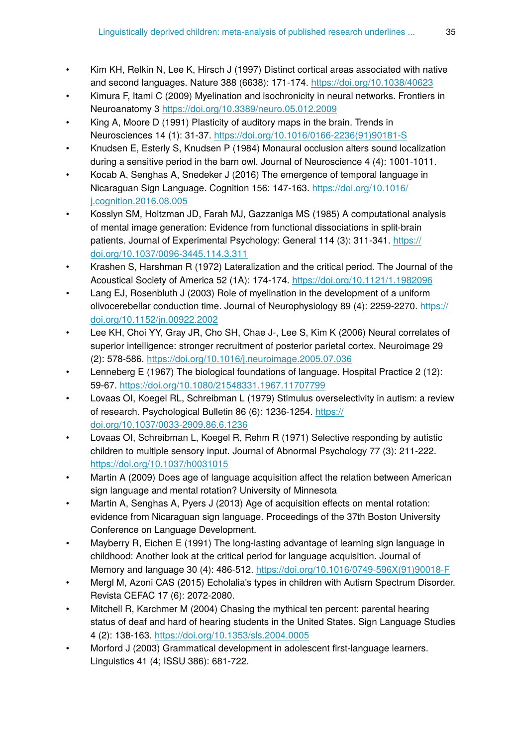- Kim KH, Relkin N, Lee K, Hirsch J (1997) Distinct cortical areas associated with native and second languages. Nature 388 (6638): 171-174. https://doi.org/10.1038/40623
- Kimura F, Itami C (2009) Myelination and isochronicity in neural networks. Frontiers in Neuroanatomy 3 https://doi.org/10.3389/neuro.05.012.2009
- King A, Moore D (1991) Plasticity of auditory maps in the brain. Trends in Neurosciences 14 (1): 31-37. https://doi.org/10.1016/0166-2236(91)90181-S
- Knudsen E, Esterly S, Knudsen P (1984) Monaural occlusion alters sound localization during a sensitive period in the barn owl. Journal of Neuroscience 4 (4): 1001-1011.
- Kocab A, Senghas A, Snedeker J (2016) The emergence of temporal language in Nicaraguan Sign Language. Cognition 156: 147-163. https://doi.org/10.1016/j.cognition.2016.08.005
- Kosslyn SM, Holtzman JD, Farah MJ, Gazzaniga MS (1985) A computational analysis of mental image generation: Evidence from functional dissociations in split-brain patients. Journal of Experimental Psychology: General 114 (3): 311-341. https://doi.org/10.1037/0096-3445.114.3.311
- Krashen S, Harshman R (1972) Lateralization and the critical period. The Journal of the Acoustical Society of America 52 (1A): 174-174. https://doi.org/10.1121/1.1982096
- Lang EJ, Rosenbluth J (2003) Role of myelination in the development of a uniform olivocerebellar conduction time. Journal of Neurophysiology 89 (4): 2259-2270. https://doi.org/10.1152/jn.00922.2002
- Lee KH, Choi YY, Gray JR, Cho SH, Chae J-, Lee S, Kim K (2006) Neural correlates of superior intelligence: stronger recruitment of posterior parietal cortex. Neuroimage 29 (2): 578-586. https://doi.org/10.1016/j.neuroimage.2005.07.036
- Lenneberg E (1967) The biological foundations of language. Hospital Practice 2 (12): 59-67. https://doi.org/10.1080/21548331.1967.11707799
- Lovaas OI, Koegel RL, Schreibman L (1979) Stimulus overselectivity in autism: a review of research. Psychological Bulletin 86 (6): 1236-1254. https://doi.org/10.1037/0033-2909.86.6.1236
- Lovaas OI, Schreibman L, Koegel R, Rehm R (1971) Selective responding by autistic children to multiple sensory input. Journal of Abnormal Psychology 77 (3): 211-222. https://doi.org/10.1037/h0031015
- Martin A (2009) Does age of language acquisition affect the relation between American sign language and mental rotation? University of Minnesota
- Martin A, Senghas A, Pyers J (2013) Age of acquisition effects on mental rotation: evidence from Nicaraguan sign language. Proceedings of the 37th Boston University Conference on Language Development.
- Mayberry R, Eichen E (1991) The long-lasting advantage of learning sign language in childhood: Another look at the critical period for language acquisition. Journal of Memory and language 30 (4): 486-512. https://doi.org/10.1016/0749-596X(91)90018-F
- Mergl M, Azoni CAS (2015) Echolalia's types in children with Autism Spectrum Disorder. Revista CEFAC 17 (6): 2072-2080.
- Mitchell R, Karchmer M (2004) Chasing the mythical ten percent: parental hearing status of deaf and hard of hearing students in the United States. Sign Language Studies 4 (2): 138-163. https://doi.org/10.1353/sls.2004.0005
- Morford J (2003) Grammatical development in adolescent first-language learners. Linguistics 41 (4; ISSU 386): 681-722.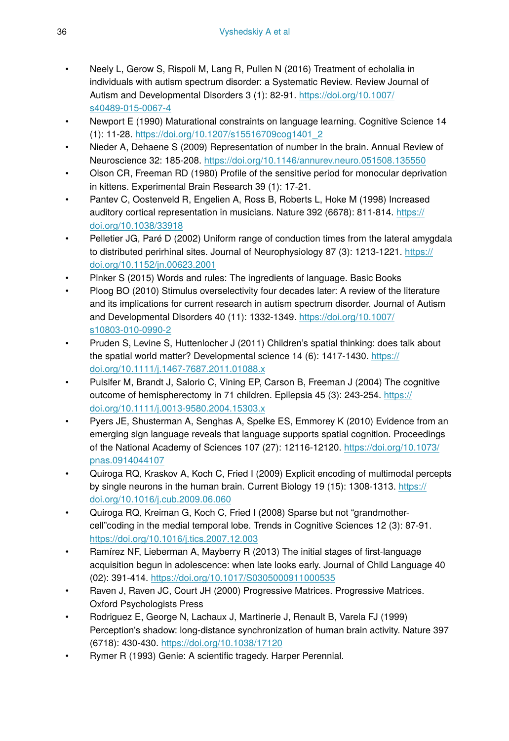- Neely L, Gerow S, Rispoli M, Lang R, Pullen N (2016) Treatment of echolalia in individuals with autism spectrum disorder: a Systematic Review. Review Journal of Autism and Developmental Disorders 3 (1): 82-91. https://doi.org/10.1007/s40489-015-0067-4
- Newport E (1990) Maturational constraints on language learning. Cognitive Science 14 (1): 11-28. https://doi.org/10.1207/s15516709cog1401_2
- Nieder A, Dehaene S (2009) Representation of number in the brain. Annual Review of Neuroscience 32: 185-208. https://doi.org/10.1146/annurev.neuro.051508.135550
- Olson CR, Freeman RD (1980) Profile of the sensitive period for monocular deprivation in kittens. Experimental Brain Research 39 (1): 17-21.
- Pantev C, Oostenveld R, Engelien A, Ross B, Roberts L, Hoke M (1998) Increased auditory cortical representation in musicians. Nature 392 (6678): 811-814. https://doi.org/10.1038/33918
- Pelletier JG, Paré D (2002) Uniform range of conduction times from the lateral amygdala to distributed perirhinal sites. Journal of Neurophysiology 87 (3): 1213-1221. https://doi.org/10.1152/jn.00623.2001
- Pinker S (2015) Words and rules: The ingredients of language. Basic Books
- Ploog BO (2010) Stimulus overselectivity four decades later: A review of the literature and its implications for current research in autism spectrum disorder. Journal of Autism and Developmental Disorders 40 (11): 1332-1349. https://doi.org/10.1007/s10803-010-0990-2
- Pruden S, Levine S, Huttenlocher J (2011) Children's spatial thinking: does talk about the spatial world matter? Developmental science 14 (6): 1417-1430. https://doi.org/10.1111/j.1467-7687.2011.01088.x
- Pulsifer M, Brandt J, Salorio C, Vining EP, Carson B, Freeman J (2004) The cognitive outcome of hemispherectomy in 71 children. Epilepsia 45 (3): 243-254. https://doi.org/10.1111/j.0013-9580.2004.15303.x
- Pyers JE, Shusterman A, Senghas A, Spelke ES, Emmorey K (2010) Evidence from an emerging sign language reveals that language supports spatial cognition. Proceedings of the National Academy of Sciences 107 (27): 12116-12120. https://doi.org/10.1073/pnas.0914044107
- Quiroga RQ, Kraskov A, Koch C, Fried I (2009) Explicit encoding of multimodal percepts by single neurons in the human brain. Current Biology 19 (15): 1308-1313. https://doi.org/10.1016/j.cub.2009.06.060
- Quiroga RQ, Kreiman G, Koch C, Fried I (2008) Sparse but not "grandmother-cell"coding in the medial temporal lobe. Trends in Cognitive Sciences 12 (3): 87-91. https://doi.org/10.1016/j.tics.2007.12.003
- Ramírez NF, Lieberman A, Mayberry R (2013) The initial stages of first-language acquisition begun in adolescence: when late looks early. Journal of Child Language 40 (02): 391-414. https://doi.org/10.1017/S0305000911000535
- Raven J, Raven JC, Court JH (2000) Progressive Matrices. Progressive Matrices. Oxford Psychologists Press
- Rodriguez E, George N, Lachaux J, Martinerie J, Renault B, Varela FJ (1999) Perception's shadow: long-distance synchronization of human brain activity. Nature 397 (6718): 430-430. https://doi.org/10.1038/17120
- Rymer R (1993) Genie: A scientific tragedy. Harper Perennial.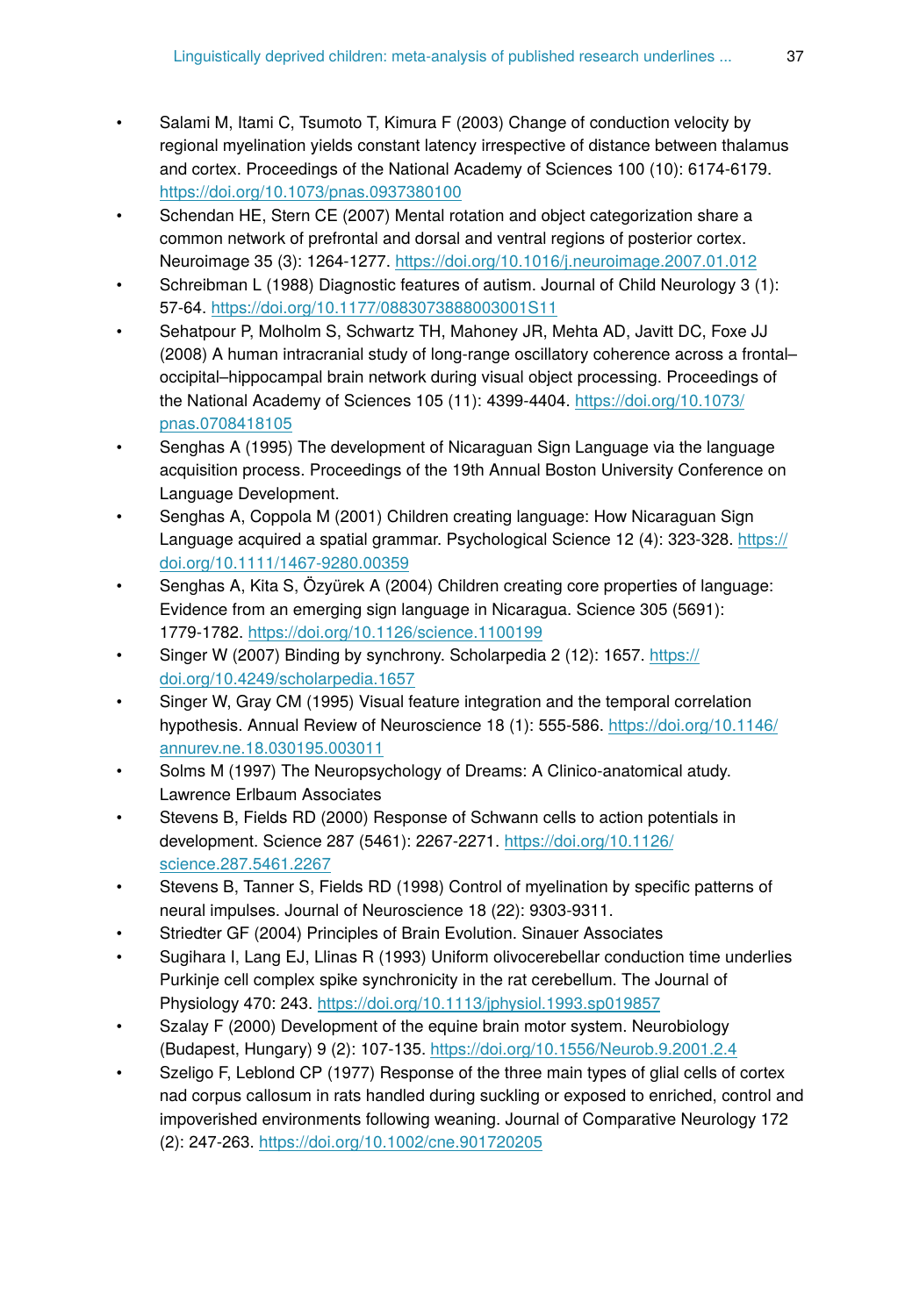- Salami M, Itami C, Tsumoto T, Kimura F (2003) Change of conduction velocity by regional myelination yields constant latency irrespective of distance between thalamus and cortex. Proceedings of the National Academy of Sciences 100 (10): 6174-6179. https://doi.org/10.1073/pnas.0937380100
- Schendan HE, Stern CE (2007) Mental rotation and object categorization share a common network of prefrontal and dorsal and ventral regions of posterior cortex. Neuroimage 35 (3): 1264-1277. https://doi.org/10.1016/j.neuroimage.2007.01.012
- Schreibman L (1988) Diagnostic features of autism. Journal of Child Neurology 3 (1): 57-64. https://doi.org/10.1177/0883073888003001S11
- Sehatpour P, Molholm S, Schwartz TH, Mahoney JR, Mehta AD, Javitt DC, Foxe JJ (2008) A human intracranial study of long-range oscillatory coherence across a frontal–occipital–hippocampal brain network during visual object processing. Proceedings of the National Academy of Sciences 105 (11): 4399-4404. https://doi.org/10.1073/pnas.0708418105
- Senghas A (1995) The development of Nicaraguan Sign Language via the language acquisition process. Proceedings of the 19th Annual Boston University Conference on Language Development.
- Senghas A, Coppola M (2001) Children creating language: How Nicaraguan Sign Language acquired a spatial grammar. Psychological Science 12 (4): 323-328. https://doi.org/10.1111/1467-9280.00359
- Senghas A, Kita S, Özyürek A (2004) Children creating core properties of language: Evidence from an emerging sign language in Nicaragua. Science 305 (5691): 1779-1782. https://doi.org/10.1126/science.1100199
- Singer W (2007) Binding by synchrony. Scholarpedia 2 (12): 1657. https://doi.org/10.4249/scholarpedia.1657
- Singer W, Gray CM (1995) Visual feature integration and the temporal correlation hypothesis. Annual Review of Neuroscience 18 (1): 555-586. https://doi.org/10.1146/annurev.ne.18.030195.003011
- Solms M (1997) The Neuropsychology of Dreams: A Clinico-anatomical atudy. Lawrence Erlbaum Associates
- Stevens B, Fields RD (2000) Response of Schwann cells to action potentials in development. Science 287 (5461): 2267-2271. https://doi.org/10.1126/science.287.5461.2267
- Stevens B, Tanner S, Fields RD (1998) Control of myelination by specific patterns of neural impulses. Journal of Neuroscience 18 (22): 9303-9311.
- Striedter GF (2004) Principles of Brain Evolution. Sinauer Associates
- Sugihara I, Lang EJ, Llinas R (1993) Uniform olivocerebellar conduction time underlies Purkinje cell complex spike synchronicity in the rat cerebellum. The Journal of Physiology 470: 243. https://doi.org/10.1113/jphysiol.1993.sp019857
- Szalay F (2000) Development of the equine brain motor system. Neurobiology (Budapest, Hungary) 9 (2): 107-135. https://doi.org/10.1556/Neurob.9.2001.2.4
- Szeligo F, Leblond CP (1977) Response of the three main types of glial cells of cortex nad corpus callosum in rats handled during suckling or exposed to enriched, control and impoverished environments following weaning. Journal of Comparative Neurology 172 (2): 247-263. https://doi.org/10.1002/cne.901720205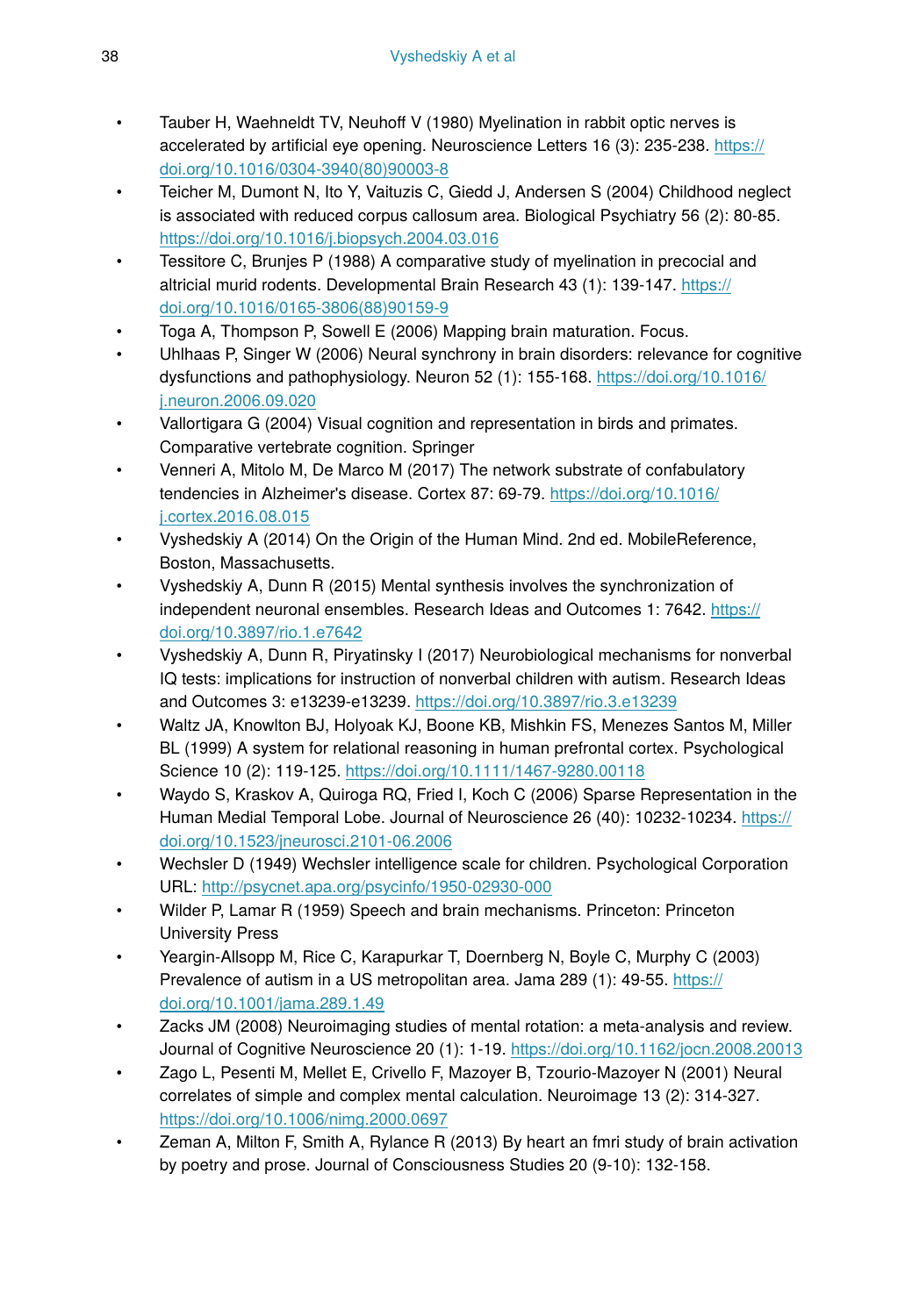- Tauber H, Waehneldt TV, Neuhoff V (1980) Myelination in rabbit optic nerves is accelerated by artificial eye opening. Neuroscience Letters 16 (3): 235-238. https://doi.org/10.1016/0304-3940(80)90003-8
- Teicher M, Dumont N, Ito Y, Vaituzis C, Giedd J, Andersen S (2004) Childhood neglect is associated with reduced corpus callosum area. Biological Psychiatry 56 (2): 80-85. https://doi.org/10.1016/j.biopsych.2004.03.016
- Tessitore C, Brunjes P (1988) A comparative study of myelination in precocial and altricial murid rodents. Developmental Brain Research 43 (1): 139-147. https://doi.org/10.1016/0165-3806(88)90159-9
- Toga A, Thompson P, Sowell E (2006) Mapping brain maturation. Focus.
- Uhlhaas P, Singer W (2006) Neural synchrony in brain disorders: relevance for cognitive dysfunctions and pathophysiology. Neuron 52 (1): 155-168. https://doi.org/10.1016/j.neuron.2006.09.020
- Vallortigara G (2004) Visual cognition and representation in birds and primates. Comparative vertebrate cognition. Springer
- Venneri A, Mitolo M, De Marco M (2017) The network substrate of confabulatory tendencies in Alzheimer's disease. Cortex 87: 69-79. https://doi.org/10.1016/j.cortex.2016.08.015
- Vyshedskiy A (2014) On the Origin of the Human Mind. 2nd ed. MobileReference, Boston, Massachusetts.
- Vyshedskiy A, Dunn R (2015) Mental synthesis involves the synchronization of independent neuronal ensembles. Research Ideas and Outcomes 1: 7642. https://doi.org/10.3897/rio.1.e7642
- Vyshedskiy A, Dunn R, Piryatinsky I (2017) Neurobiological mechanisms for nonverbal IQ tests: implications for instruction of nonverbal children with autism. Research Ideas and Outcomes 3: e13239-e13239. https://doi.org/10.3897/rio.3.e13239
- Waltz JA, Knowlton BJ, Holyoak KJ, Boone KB, Mishkin FS, Menezes Santos M, Miller BL (1999) A system for relational reasoning in human prefrontal cortex. Psychological Science 10 (2): 119-125. https://doi.org/10.1111/1467-9280.00118
- Waydo S, Kraskov A, Quiroga RQ, Fried I, Koch C (2006) Sparse Representation in the Human Medial Temporal Lobe. Journal of Neuroscience 26 (40): 10232-10234. https://doi.org/10.1523/jneurosci.2101-06.2006
- Wechsler D (1949) Wechsler intelligence scale for children. Psychological Corporation URL: http://psycnet.apa.org/psycinfo/1950-02930-000
- Wilder P, Lamar R (1959) Speech and brain mechanisms. Princeton: Princeton University Press
- Yeargin-Allsopp M, Rice C, Karapurkar T, Doernberg N, Boyle C, Murphy C (2003) Prevalence of autism in a US metropolitan area. Jama 289 (1): 49-55. https://doi.org/10.1001/jama.289.1.49
- Zacks JM (2008) Neuroimaging studies of mental rotation: a meta-analysis and review. Journal of Cognitive Neuroscience 20 (1): 1-19. https://doi.org/10.1162/jocn.2008.20013
- Zago L, Pesenti M, Mellet E, Crivello F, Mazoyer B, Tzourio-Mazoyer N (2001) Neural correlates of simple and complex mental calculation. Neuroimage 13 (2): 314-327. https://doi.org/10.1006/nimg.2000.0697
- Zeman A, Milton F, Smith A, Rylance R (2013) By heart an fmri study of brain activation by poetry and prose. Journal of Consciousness Studies 20 (9-10): 132-158.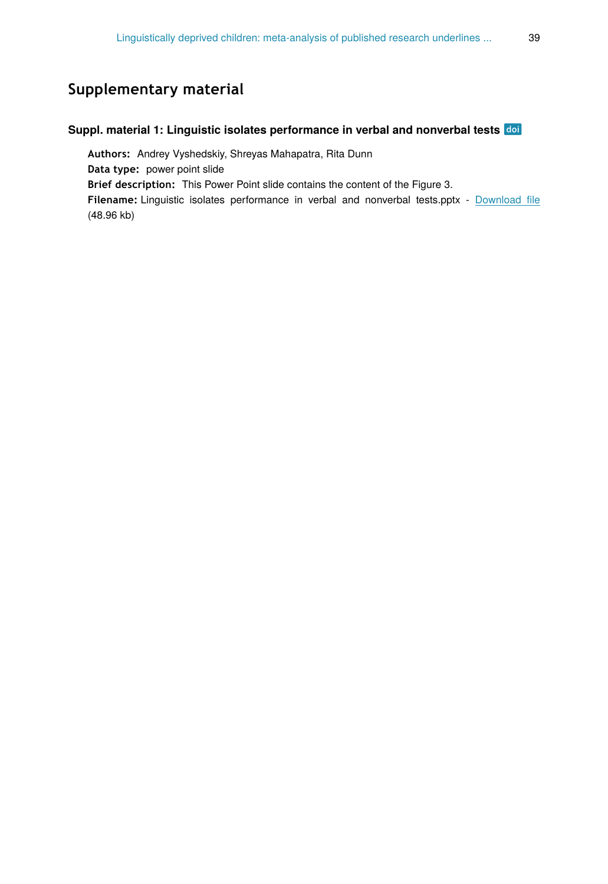## Supplementary material

### Suppl. material 1: Linguistic isolates performance in verbal and nonverbal tests doi

**Authors:** Andrey Vyshedskiy, Shreyas Mahapatra, Rita Dunn

**Data type:** power point slide

**Brief description:** This Power Point slide contains the content of the Figure 3.

**Filename:** Linguistic isolates performance in verbal and nonverbal tests.pptx - Download file (48.96 kb)